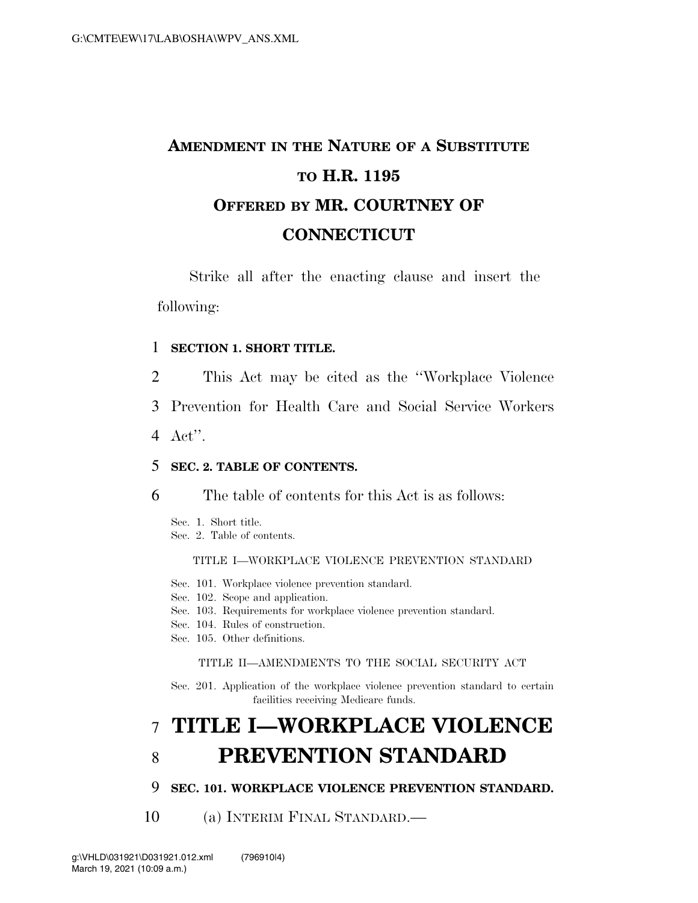# AMENDMENT IN THE NATURE OF A SUBSTITUTE TO H.R. 1195 OFFERED BY MR. COURTNEY OF CONNECTICUT

Strike all after the enacting clause and insert the following:

**SECTION 1. SHORT TITLE.**

This Act may be cited as the ''Workplace Violence Prevention for Health Care and Social Service Workers Act''.

**SEC. 2. TABLE OF CONTENTS.**

The table of contents for this Act is as follows:

Sec. 1. Short title.
Sec. 2. Table of contents.

TITLE I—WORKPLACE VIOLENCE PREVENTION STANDARD

Sec. 101. Workplace violence prevention standard.
Sec. 102. Scope and application.
Sec. 103. Requirements for workplace violence prevention standard.
Sec. 104. Rules of construction.
Sec. 105. Other definitions.

TITLE II—AMENDMENTS TO THE SOCIAL SECURITY ACT

Sec. 201. Application of the workplace violence prevention standard to certain facilities receiving Medicare funds.

# TITLE I—WORKPLACE VIOLENCE PREVENTION STANDARD

**SEC. 101. WORKPLACE VIOLENCE PREVENTION STANDARD.**

(a) INTERIM FINAL STANDARD.—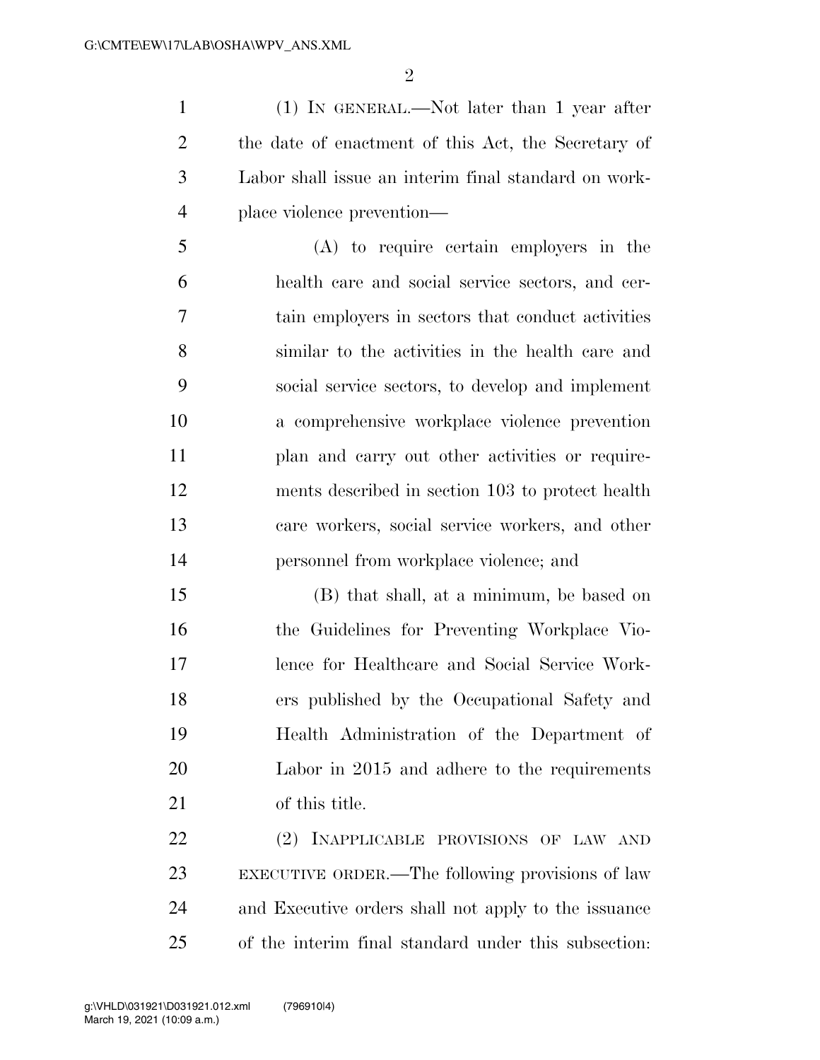(1) IN GENERAL.—Not later than 1 year after the date of enactment of this Act, the Secretary of Labor shall issue an interim final standard on workplace violence prevention—

(A) to require certain employers in the health care and social service sectors, and certain employers in sectors that conduct activities similar to the activities in the health care and social service sectors, to develop and implement a comprehensive workplace violence prevention plan and carry out other activities or requirements described in section 103 to protect health care workers, social service workers, and other personnel from workplace violence; and

(B) that shall, at a minimum, be based on the Guidelines for Preventing Workplace Violence for Healthcare and Social Service Workers published by the Occupational Safety and Health Administration of the Department of Labor in 2015 and adhere to the requirements of this title.

(2) INAPPLICABLE PROVISIONS OF LAW AND EXECUTIVE ORDER.—The following provisions of law and Executive orders shall not apply to the issuance of the interim final standard under this subsection: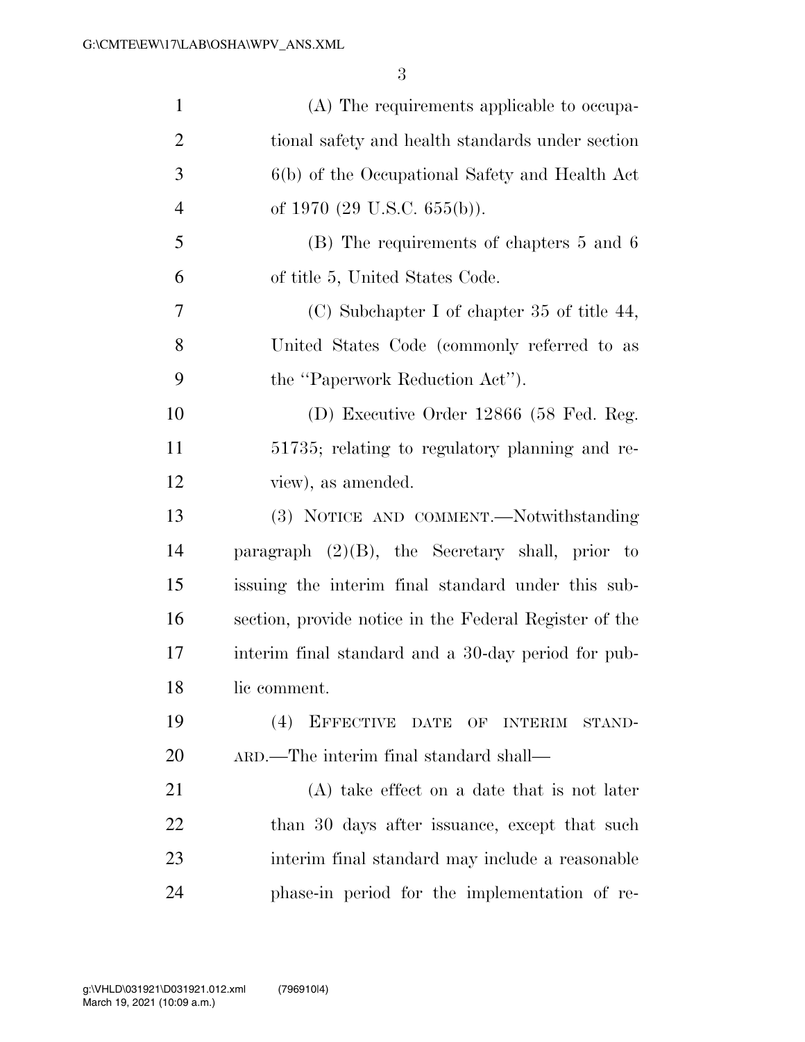(A) The requirements applicable to occupational safety and health standards under section 6(b) of the Occupational Safety and Health Act of 1970 (29 U.S.C. 655(b)).

(B) The requirements of chapters 5 and 6 of title 5, United States Code.

(C) Subchapter I of chapter 35 of title 44, United States Code (commonly referred to as the "Paperwork Reduction Act").

(D) Executive Order 12866 (58 Fed. Reg. 51735; relating to regulatory planning and review), as amended.

(3) NOTICE AND COMMENT.—Notwithstanding paragraph (2)(B), the Secretary shall, prior to issuing the interim final standard under this subsection, provide notice in the Federal Register of the interim final standard and a 30-day period for public comment.

(4) EFFECTIVE DATE OF INTERIM STANDARD.—The interim final standard shall—

(A) take effect on a date that is not later than 30 days after issuance, except that such interim final standard may include a reasonable phase-in period for the implementation of re-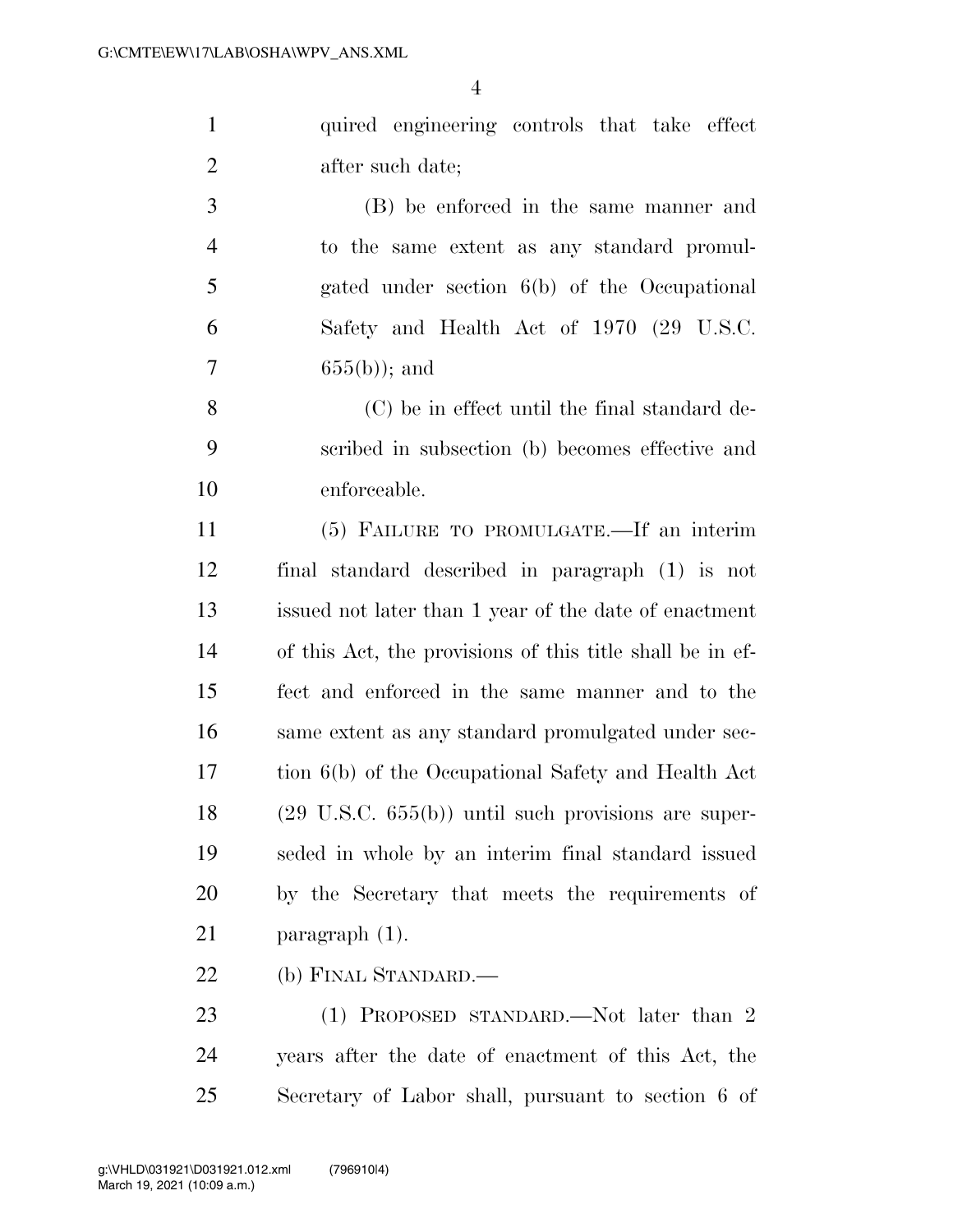quired engineering controls that take effect after such date;

(B) be enforced in the same manner and to the same extent as any standard promulgated under section 6(b) of the Occupational Safety and Health Act of 1970 (29 U.S.C. 655(b)); and

(C) be in effect until the final standard described in subsection (b) becomes effective and enforceable.

(5) FAILURE TO PROMULGATE.—If an interim final standard described in paragraph (1) is not issued not later than 1 year of the date of enactment of this Act, the provisions of this title shall be in effect and enforced in the same manner and to the same extent as any standard promulgated under section 6(b) of the Occupational Safety and Health Act (29 U.S.C. 655(b)) until such provisions are superseded in whole by an interim final standard issued by the Secretary that meets the requirements of paragraph (1).

(b) FINAL STANDARD.—

(1) PROPOSED STANDARD.—Not later than 2 years after the date of enactment of this Act, the Secretary of Labor shall, pursuant to section 6 of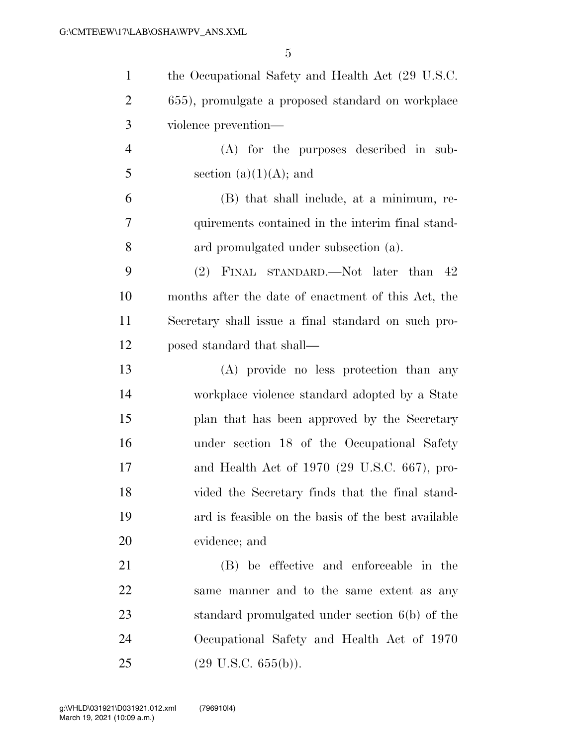the Occupational Safety and Health Act (29 U.S.C. 655), promulgate a proposed standard on workplace violence prevention—

(A) for the purposes described in subsection (a)(1)(A); and

(B) that shall include, at a minimum, requirements contained in the interim final standard promulgated under subsection (a).

(2) FINAL STANDARD.—Not later than 42 months after the date of enactment of this Act, the Secretary shall issue a final standard on such proposed standard that shall—

(A) provide no less protection than any workplace violence standard adopted by a State plan that has been approved by the Secretary under section 18 of the Occupational Safety and Health Act of 1970 (29 U.S.C. 667), provided the Secretary finds that the final standard is feasible on the basis of the best available evidence; and

(B) be effective and enforceable in the same manner and to the same extent as any standard promulgated under section 6(b) of the Occupational Safety and Health Act of 1970 (29 U.S.C. 655(b)).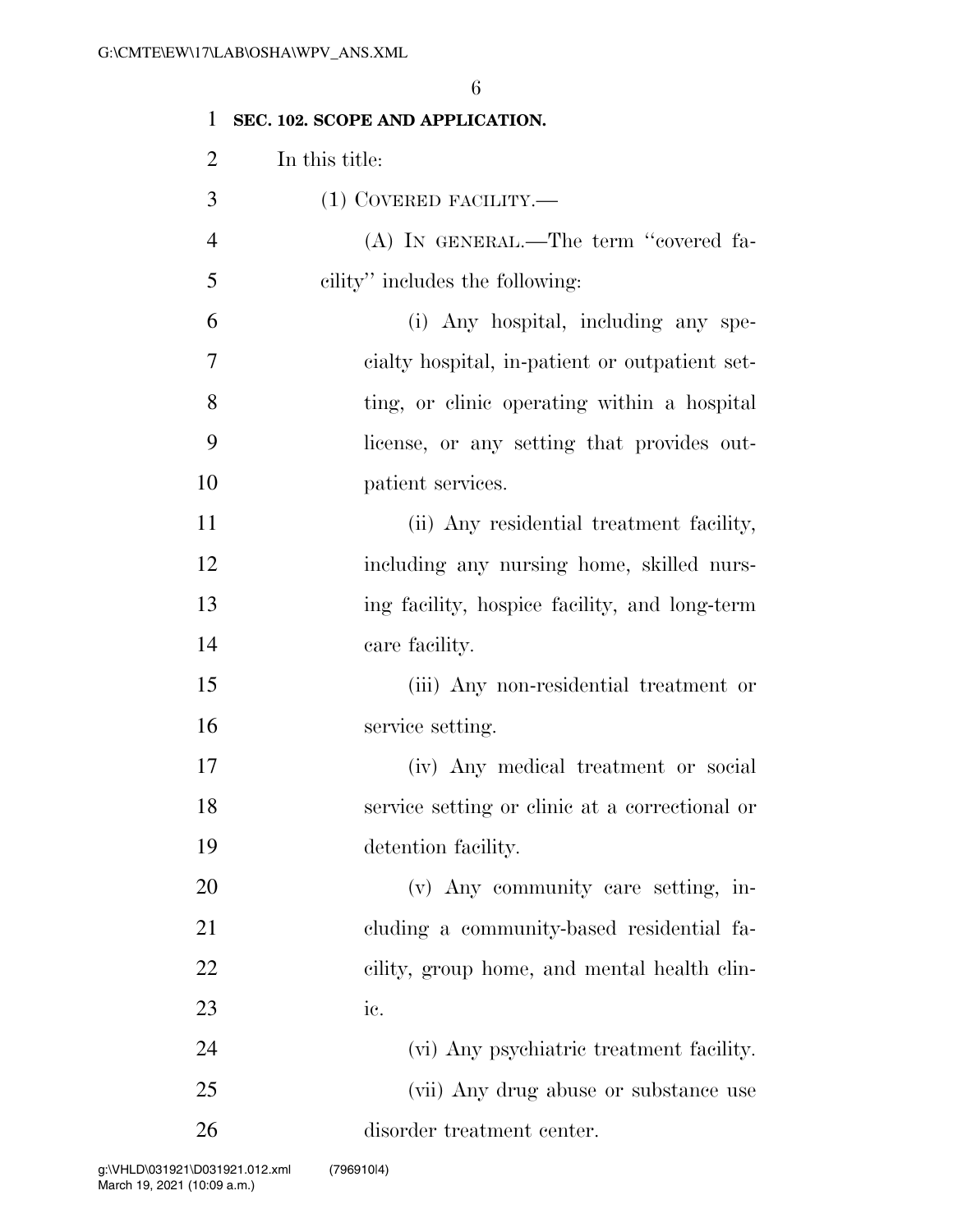**SEC. 102. SCOPE AND APPLICATION.**

In this title:

(1) COVERED FACILITY.—

(A) IN GENERAL.—The term ''covered facility'' includes the following:

(i) Any hospital, including any specialty hospital, in-patient or outpatient setting, or clinic operating within a hospital license, or any setting that provides outpatient services.

(ii) Any residential treatment facility, including any nursing home, skilled nursing facility, hospice facility, and long-term care facility.

(iii) Any non-residential treatment or service setting.

(iv) Any medical treatment or social service setting or clinic at a correctional or detention facility.

(v) Any community care setting, including a community-based residential facility, group home, and mental health clinic.

(vi) Any psychiatric treatment facility.

(vii) Any drug abuse or substance use disorder treatment center.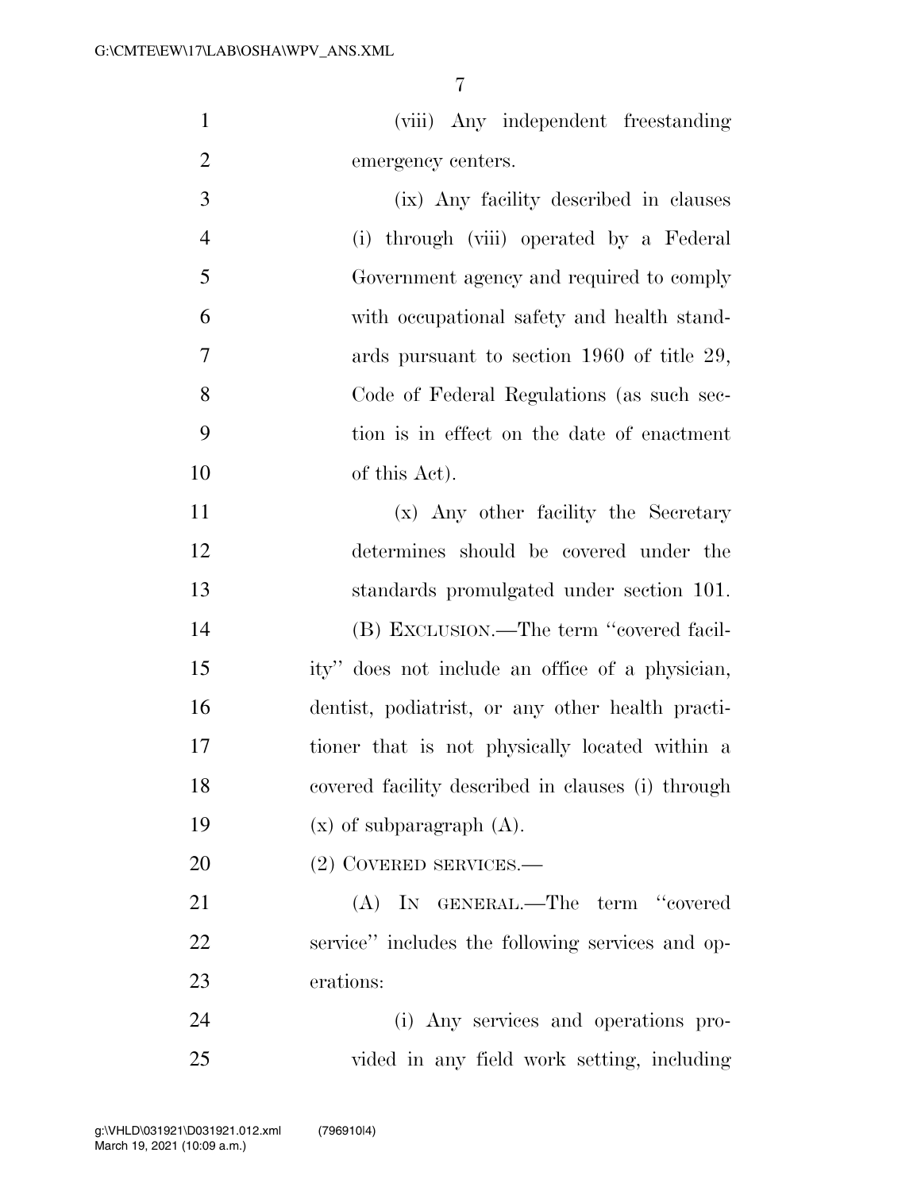(viii) Any independent freestanding emergency centers.

(ix) Any facility described in clauses (i) through (viii) operated by a Federal Government agency and required to comply with occupational safety and health standards pursuant to section 1960 of title 29, Code of Federal Regulations (as such section is in effect on the date of enactment of this Act).

(x) Any other facility the Secretary determines should be covered under the standards promulgated under section 101.

(B) EXCLUSION.—The term ''covered facility'' does not include an office of a physician, dentist, podiatrist, or any other health practitioner that is not physically located within a covered facility described in clauses (i) through (x) of subparagraph (A).

(2) COVERED SERVICES.—

(A) IN GENERAL.—The term ''covered service'' includes the following services and operations:

(i) Any services and operations provided in any field work setting, including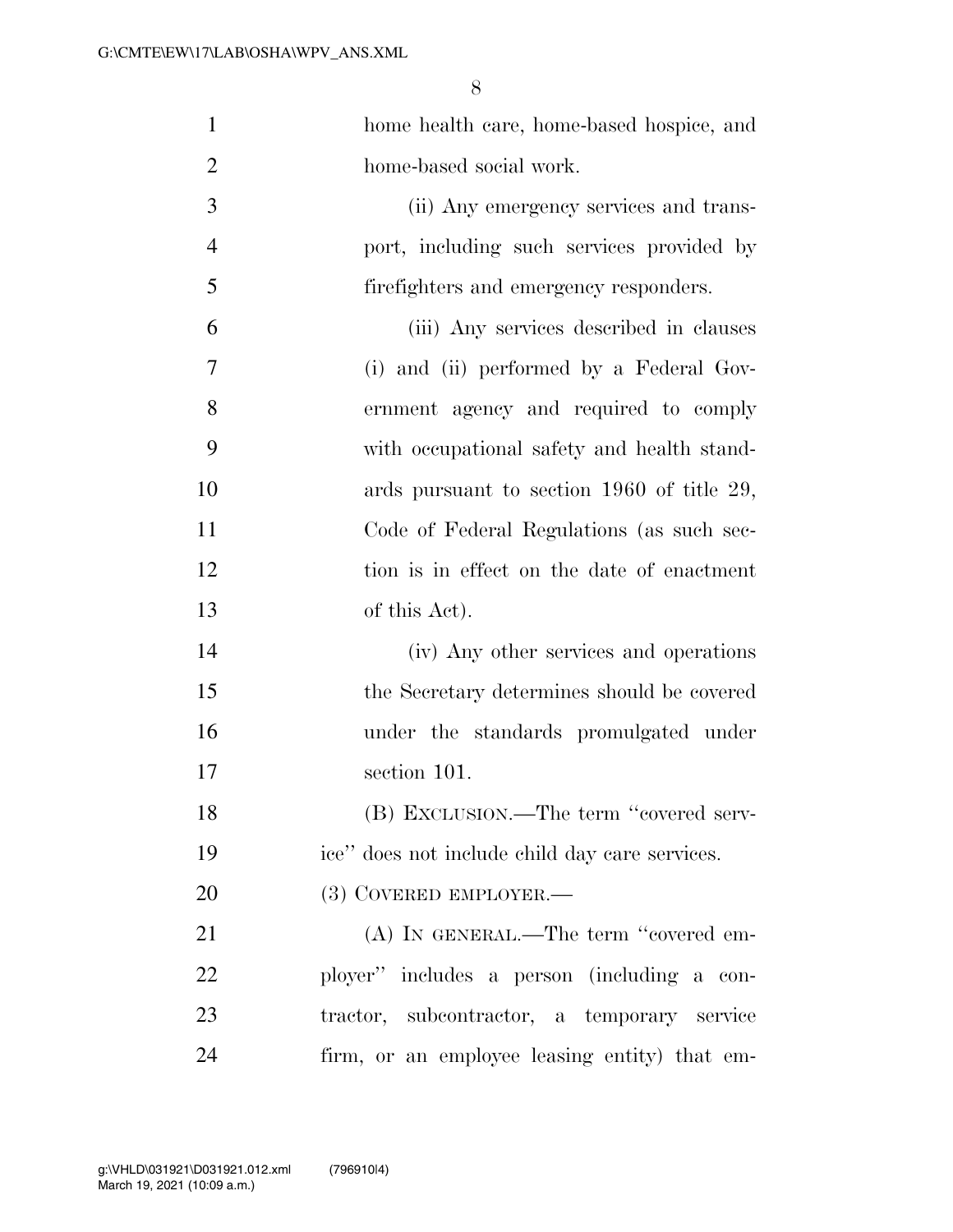home health care, home-based hospice, and home-based social work.

(ii) Any emergency services and transport, including such services provided by firefighters and emergency responders.

(iii) Any services described in clauses (i) and (ii) performed by a Federal Government agency and required to comply with occupational safety and health standards pursuant to section 1960 of title 29, Code of Federal Regulations (as such section is in effect on the date of enactment of this Act).

(iv) Any other services and operations the Secretary determines should be covered under the standards promulgated under section 101.

(B) EXCLUSION.—The term ''covered service'' does not include child day care services.

(3) COVERED EMPLOYER.—

(A) IN GENERAL.—The term ''covered employer'' includes a person (including a contractor, subcontractor, a temporary service firm, or an employee leasing entity) that em-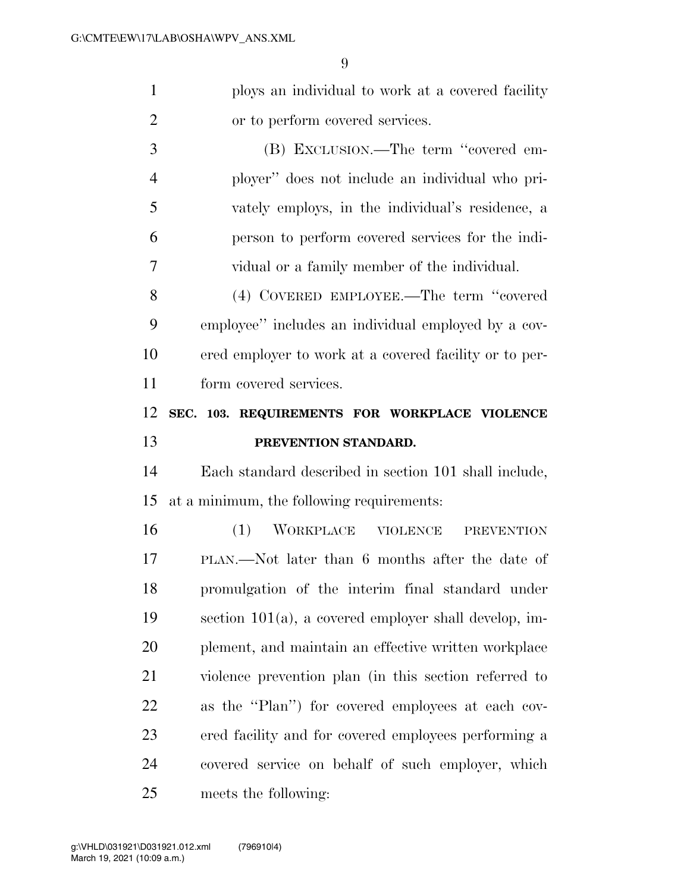ploys an individual to work at a covered facility or to perform covered services.

(B) EXCLUSION.—The term ''covered employer'' does not include an individual who privately employs, in the individual's residence, a person to perform covered services for the individual or a family member of the individual.

(4) COVERED EMPLOYEE.—The term ''covered employee'' includes an individual employed by a covered employer to work at a covered facility or to perform covered services.

## SEC. 103. REQUIREMENTS FOR WORKPLACE VIOLENCE PREVENTION STANDARD.

Each standard described in section 101 shall include, at a minimum, the following requirements:

(1) WORKPLACE VIOLENCE PREVENTION PLAN.—Not later than 6 months after the date of promulgation of the interim final standard under section 101(a), a covered employer shall develop, implement, and maintain an effective written workplace violence prevention plan (in this section referred to as the ''Plan'') for covered employees at each covered facility and for covered employees performing a covered service on behalf of such employer, which meets the following: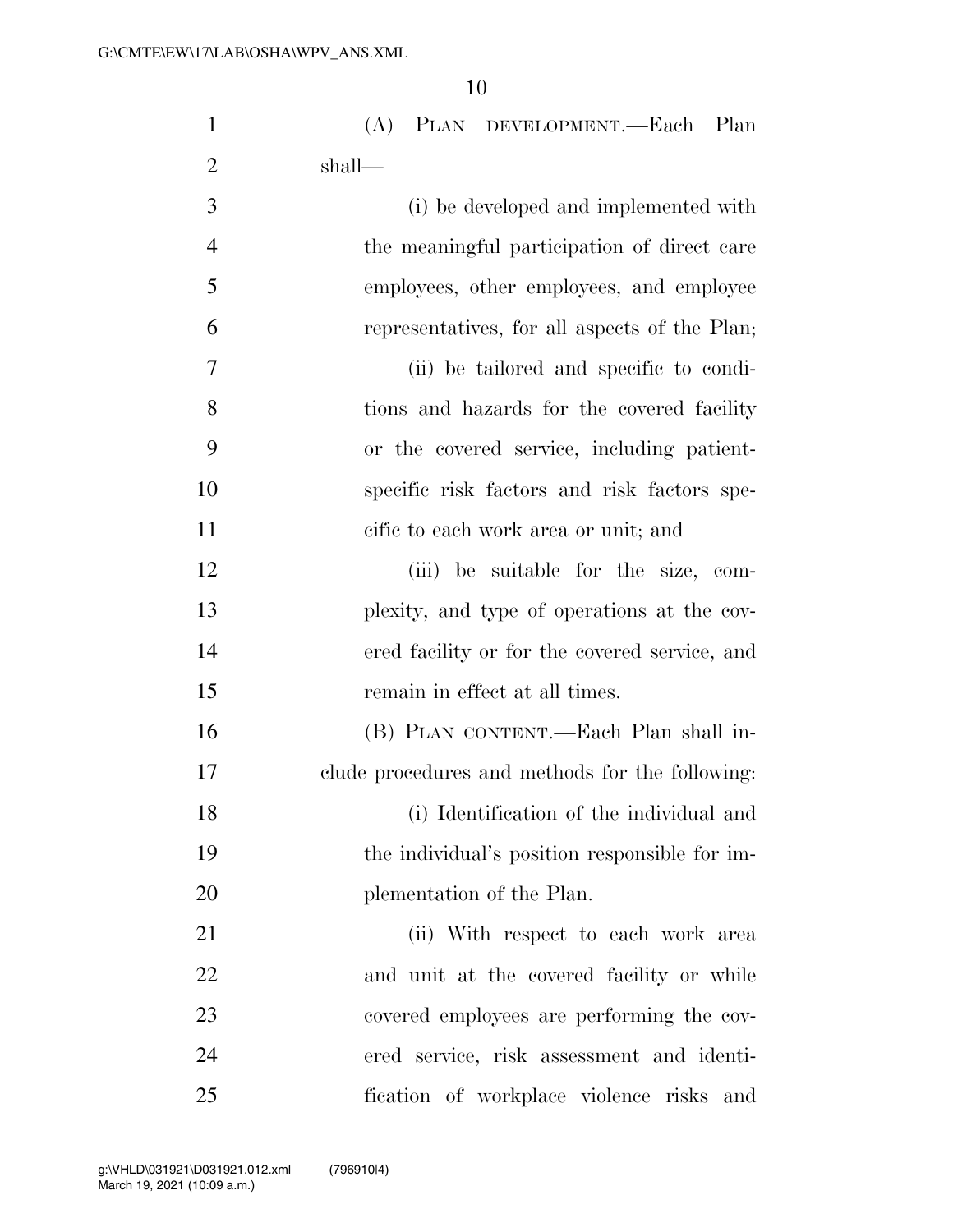(A) PLAN DEVELOPMENT.—Each Plan shall—

(i) be developed and implemented with the meaningful participation of direct care employees, other employees, and employee representatives, for all aspects of the Plan;

(ii) be tailored and specific to conditions and hazards for the covered facility or the covered service, including patient-specific risk factors and risk factors specific to each work area or unit; and

(iii) be suitable for the size, complexity, and type of operations at the covered facility or for the covered service, and remain in effect at all times.

(B) PLAN CONTENT.—Each Plan shall include procedures and methods for the following:

(i) Identification of the individual and the individual's position responsible for implementation of the Plan.

(ii) With respect to each work area and unit at the covered facility or while covered employees are performing the covered service, risk assessment and identification of workplace violence risks and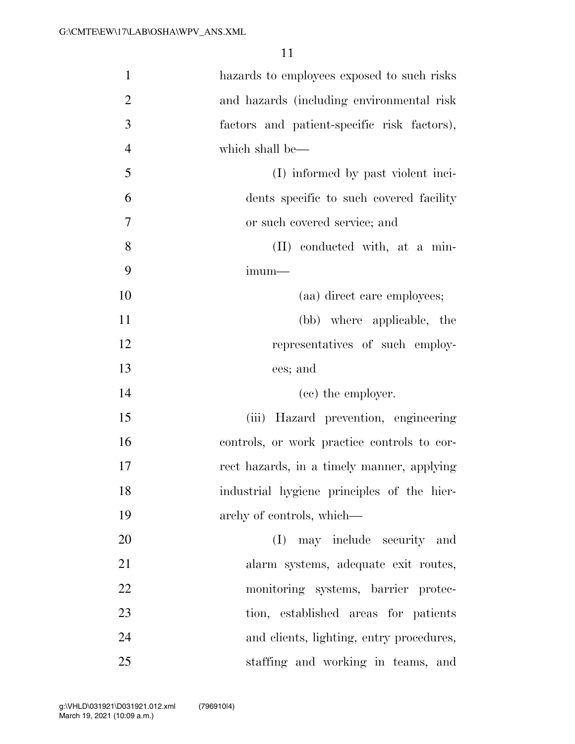hazards to employees exposed to such risks and hazards (including environmental risk factors and patient-specific risk factors), which shall be—

(I) informed by past violent incidents specific to such covered facility or such covered service; and

(II) conducted with, at a minimum—

(aa) direct care employees;

(bb) where applicable, the representatives of such employees; and

(cc) the employer.

(iii) Hazard prevention, engineering controls, or work practice controls to correct hazards, in a timely manner, applying industrial hygiene principles of the hierarchy of controls, which—

(I) may include security and alarm systems, adequate exit routes, monitoring systems, barrier protection, established areas for patients and clients, lighting, entry procedures, staffing and working in teams, and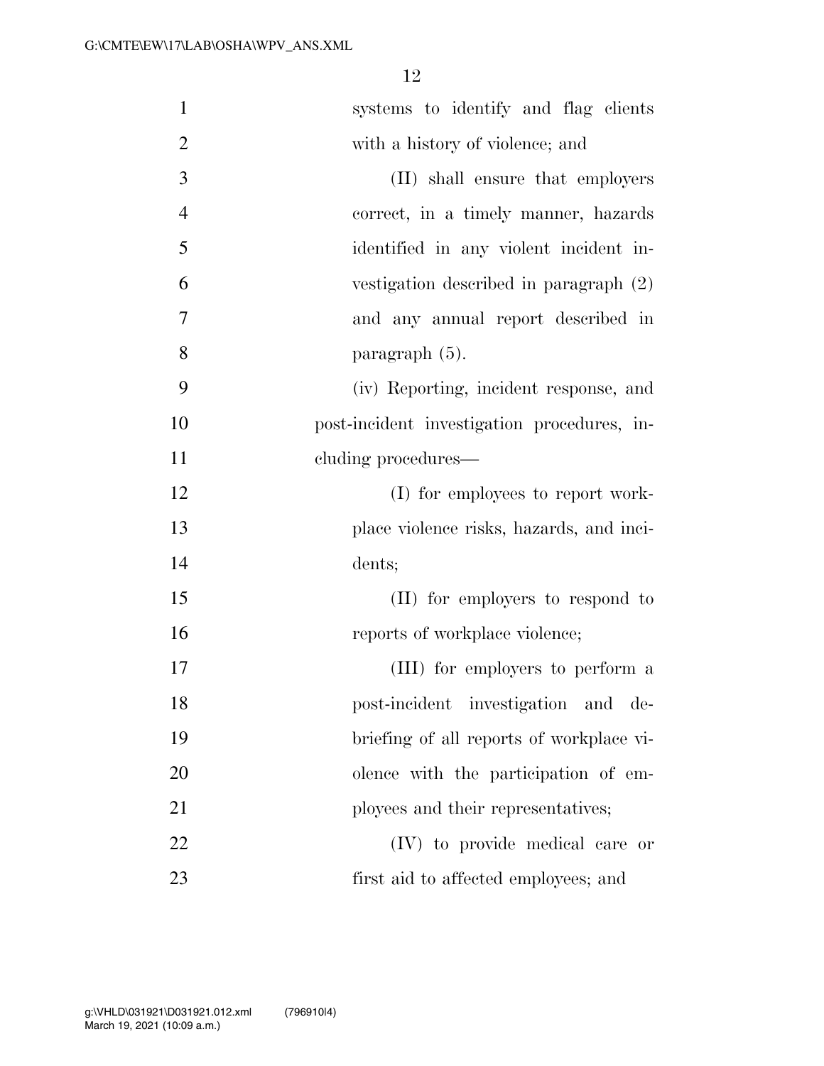systems to identify and flag clients with a history of violence; and

(II) shall ensure that employers correct, in a timely manner, hazards identified in any violent incident investigation described in paragraph (2) and any annual report described in paragraph (5).

(iv) Reporting, incident response, and post-incident investigation procedures, including procedures—

(I) for employees to report workplace violence risks, hazards, and incidents;

(II) for employers to respond to reports of workplace violence;

(III) for employers to perform a post-incident investigation and debriefing of all reports of workplace violence with the participation of employees and their representatives;

(IV) to provide medical care or first aid to affected employees; and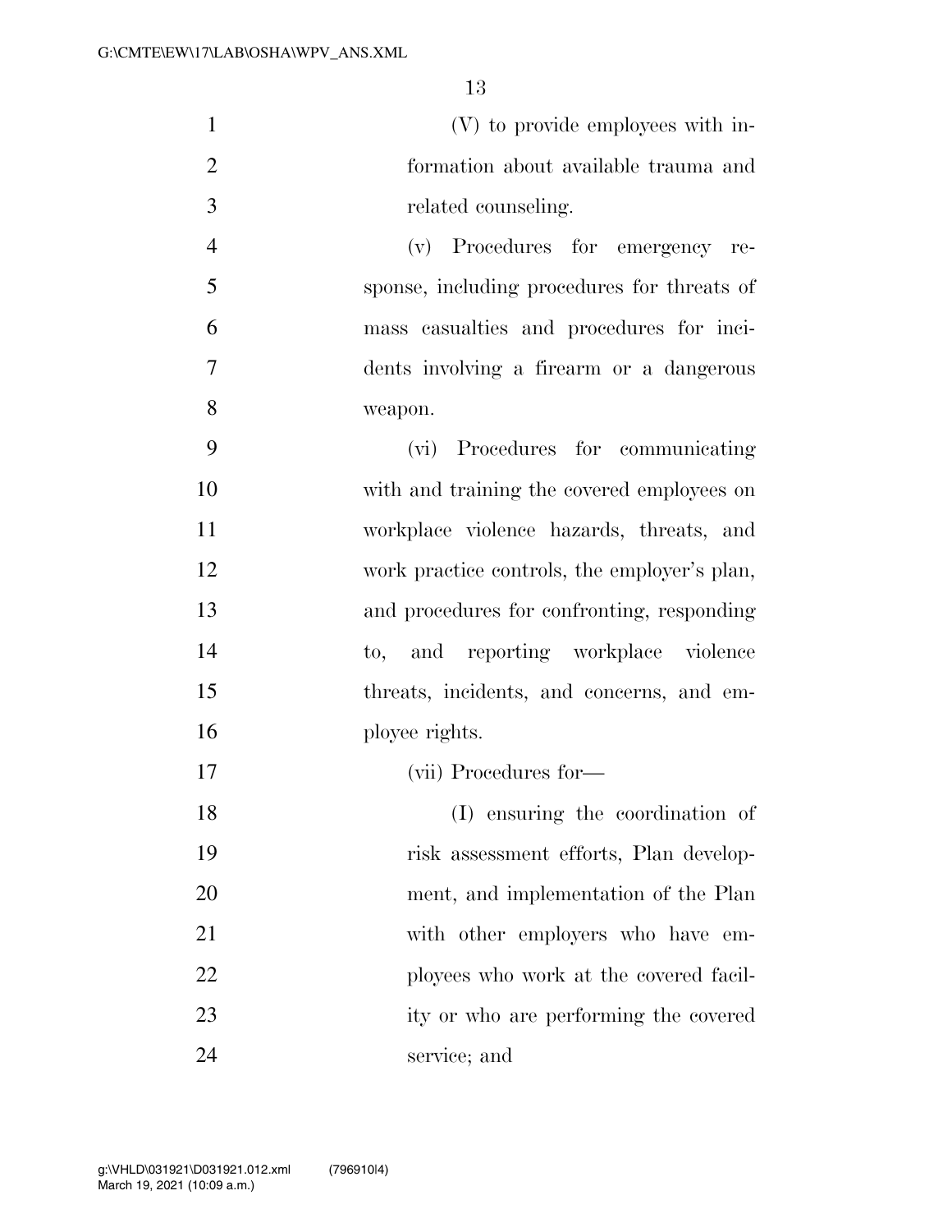(V) to provide employees with information about available trauma and related counseling.

(v) Procedures for emergency response, including procedures for threats of mass casualties and procedures for incidents involving a firearm or a dangerous weapon.

(vi) Procedures for communicating with and training the covered employees on workplace violence hazards, threats, and work practice controls, the employer's plan, and procedures for confronting, responding to, and reporting workplace violence threats, incidents, and concerns, and employee rights.

(vii) Procedures for—

(I) ensuring the coordination of risk assessment efforts, Plan development, and implementation of the Plan with other employers who have employees who work at the covered facility or who are performing the covered service; and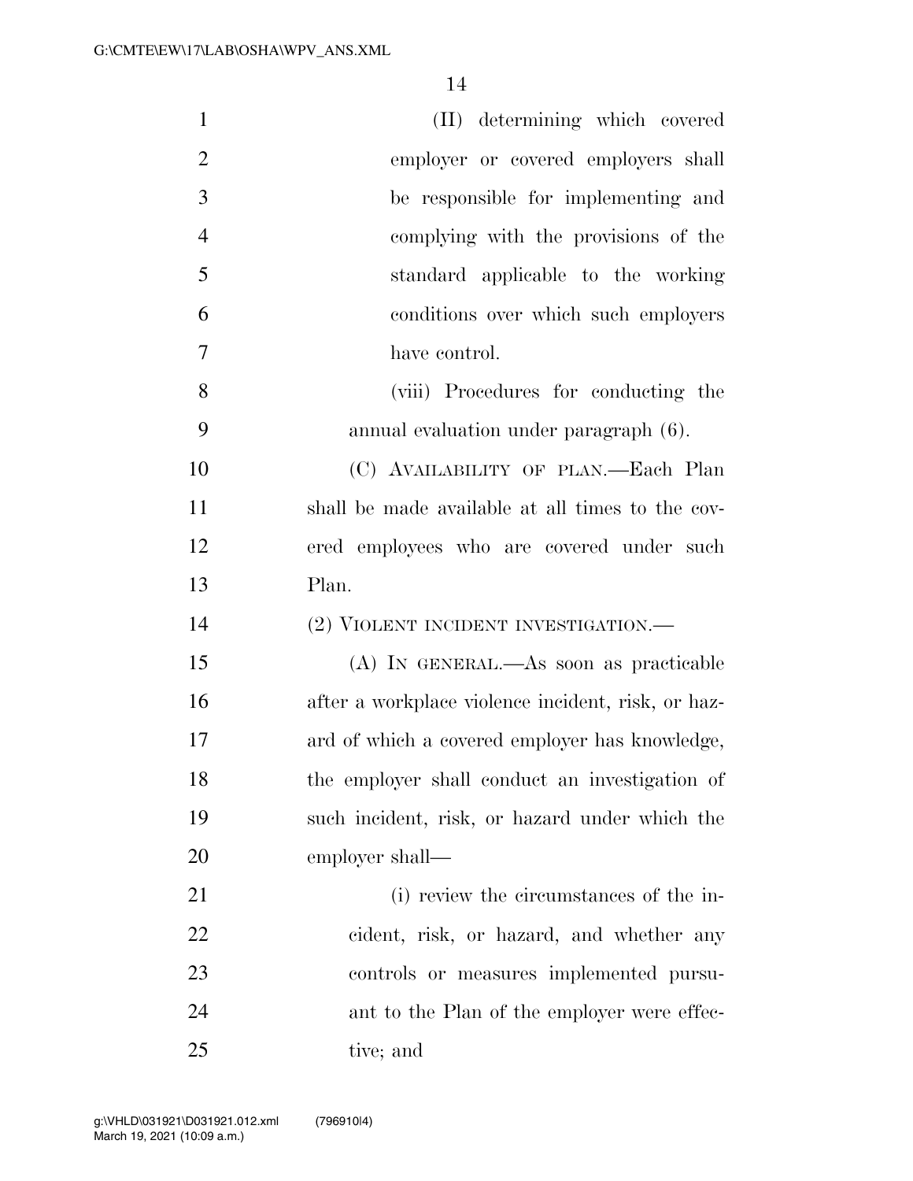(II) determining which covered employer or covered employers shall be responsible for implementing and complying with the provisions of the standard applicable to the working conditions over which such employers have control.

(viii) Procedures for conducting the annual evaluation under paragraph (6).

(C) AVAILABILITY OF PLAN.—Each Plan shall be made available at all times to the covered employees who are covered under such Plan.

(2) VIOLENT INCIDENT INVESTIGATION.—

(A) IN GENERAL.—As soon as practicable after a workplace violence incident, risk, or hazard of which a covered employer has knowledge, the employer shall conduct an investigation of such incident, risk, or hazard under which the employer shall—

(i) review the circumstances of the incident, risk, or hazard, and whether any controls or measures implemented pursuant to the Plan of the employer were effective; and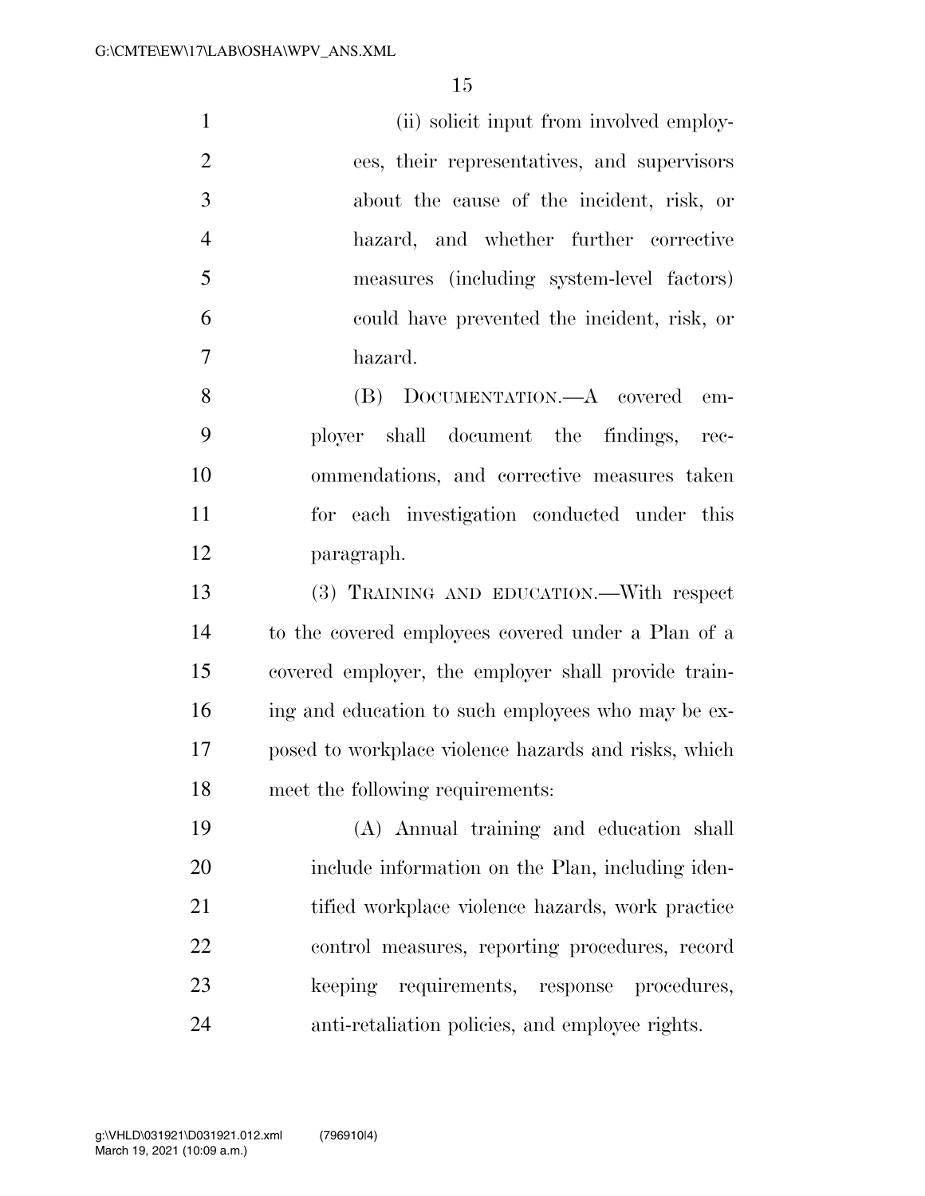(ii) solicit input from involved employees, their representatives, and supervisors about the cause of the incident, risk, or hazard, and whether further corrective measures (including system-level factors) could have prevented the incident, risk, or hazard.

(B) DOCUMENTATION.—A covered employer shall document the findings, recommendations, and corrective measures taken for each investigation conducted under this paragraph.

(3) TRAINING AND EDUCATION.—With respect to the covered employees covered under a Plan of a covered employer, the employer shall provide training and education to such employees who may be exposed to workplace violence hazards and risks, which meet the following requirements:

(A) Annual training and education shall include information on the Plan, including identified workplace violence hazards, work practice control measures, reporting procedures, record keeping requirements, response procedures, anti-retaliation policies, and employee rights.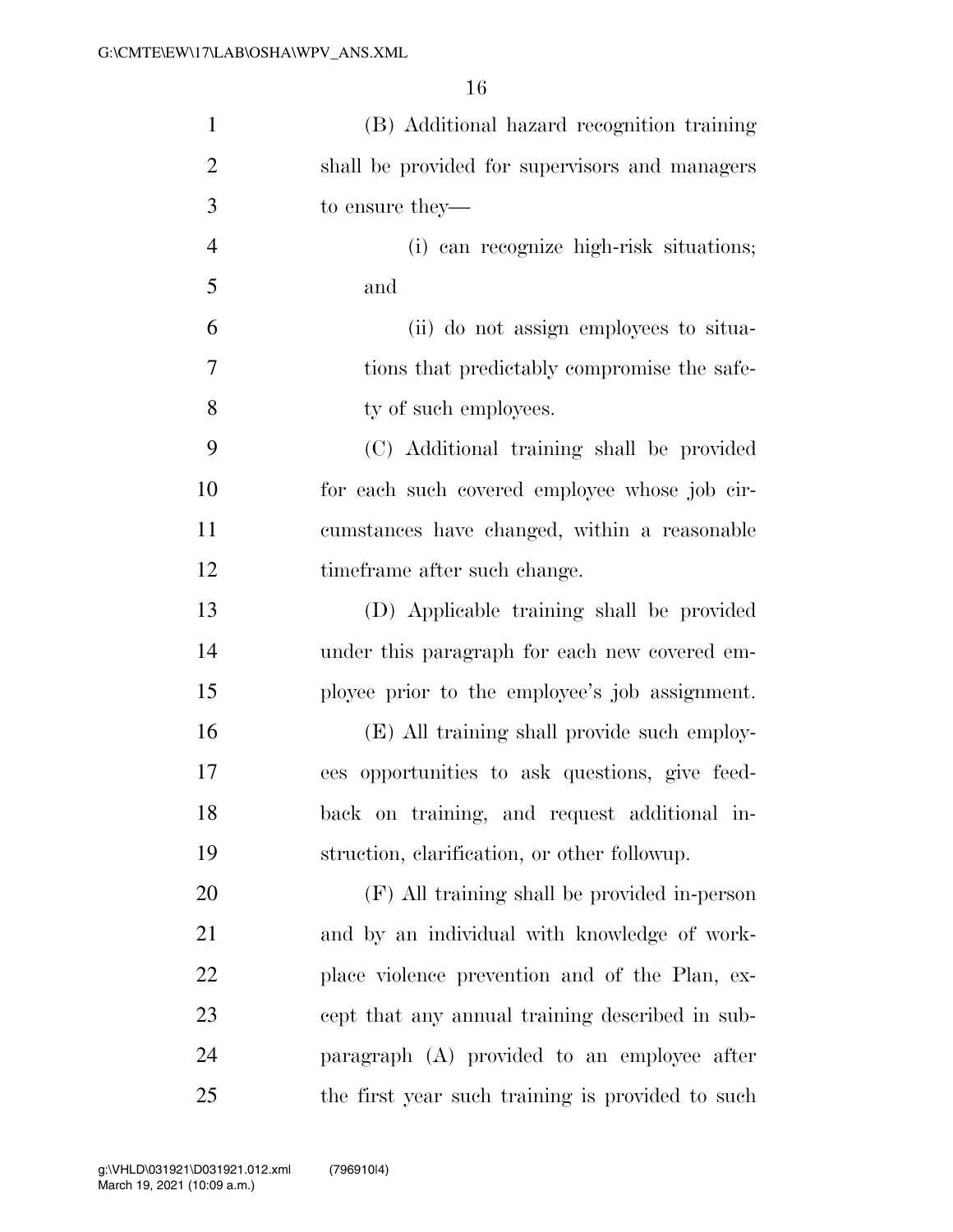(B) Additional hazard recognition training shall be provided for supervisors and managers to ensure they—

(i) can recognize high-risk situations; and

(ii) do not assign employees to situations that predictably compromise the safety of such employees.

(C) Additional training shall be provided for each such covered employee whose job circumstances have changed, within a reasonable timeframe after such change.

(D) Applicable training shall be provided under this paragraph for each new covered employee prior to the employee's job assignment.

(E) All training shall provide such employees opportunities to ask questions, give feedback on training, and request additional instruction, clarification, or other followup.

(F) All training shall be provided in-person and by an individual with knowledge of workplace violence prevention and of the Plan, except that any annual training described in subparagraph (A) provided to an employee after the first year such training is provided to such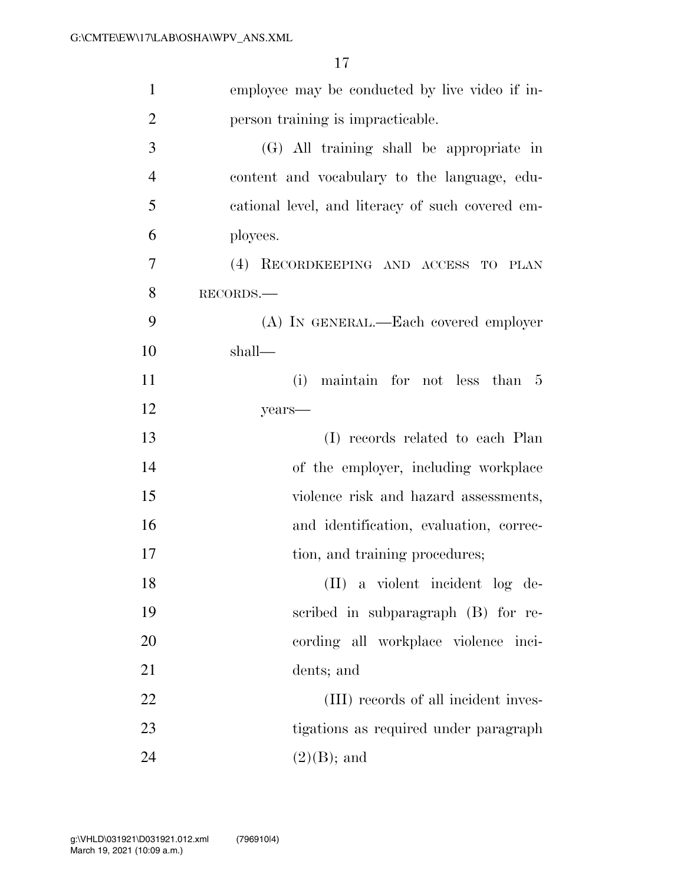employee may be conducted by live video if in-person training is impracticable.

(G) All training shall be appropriate in content and vocabulary to the language, educational level, and literacy of such covered employees.

(4) RECORDKEEPING AND ACCESS TO PLAN RECORDS.—

(A) IN GENERAL.—Each covered employer shall—

(i) maintain for not less than 5 years—

(I) records related to each Plan of the employer, including workplace violence risk and hazard assessments, and identification, evaluation, correction, and training procedures;

(II) a violent incident log described in subparagraph (B) for recording all workplace violence incidents; and

(III) records of all incident investigations as required under paragraph (2)(B); and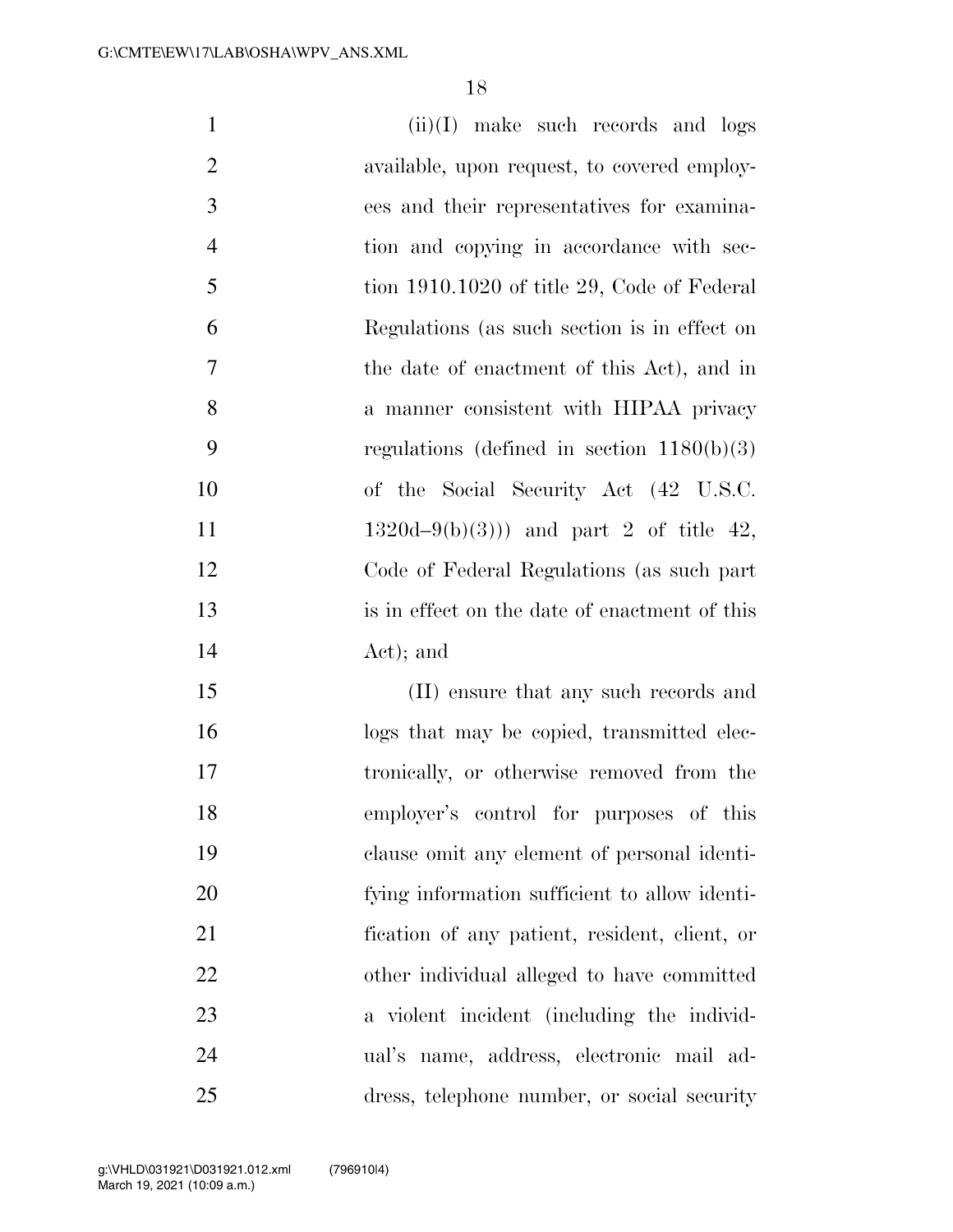(ii)(I) make such records and logs available, upon request, to covered employees and their representatives for examination and copying in accordance with section 1910.1020 of title 29, Code of Federal Regulations (as such section is in effect on the date of enactment of this Act), and in a manner consistent with HIPAA privacy regulations (defined in section 1180(b)(3) of the Social Security Act (42 U.S.C. 1320d–9(b)(3))) and part 2 of title 42, Code of Federal Regulations (as such part is in effect on the date of enactment of this Act); and

(II) ensure that any such records and logs that may be copied, transmitted electronically, or otherwise removed from the employer's control for purposes of this clause omit any element of personal identifying information sufficient to allow identification of any patient, resident, client, or other individual alleged to have committed a violent incident (including the individual's name, address, electronic mail address, telephone number, or social security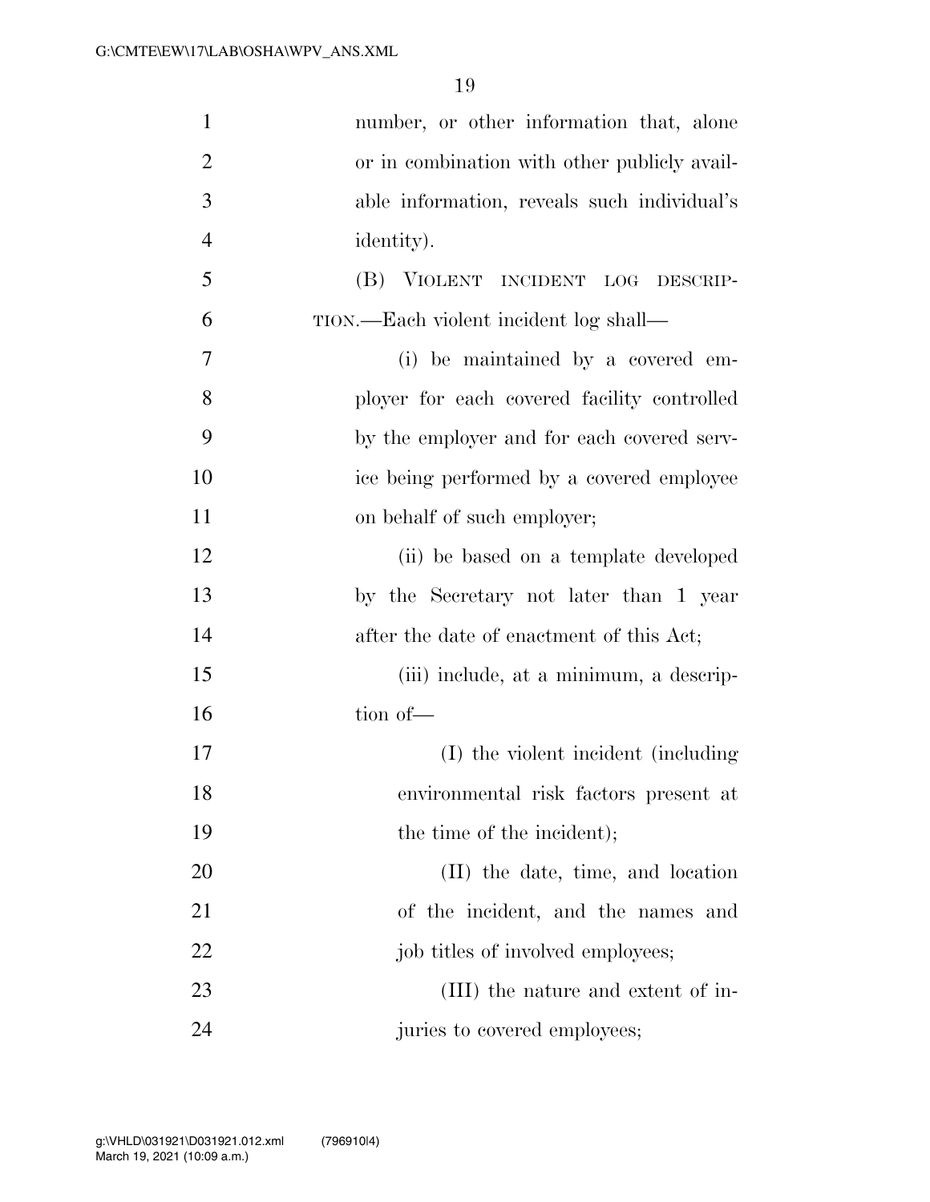number, or other information that, alone or in combination with other publicly available information, reveals such individual's identity).

(B) VIOLENT INCIDENT LOG DESCRIPTION.—Each violent incident log shall—

(i) be maintained by a covered employer for each covered facility controlled by the employer and for each covered service being performed by a covered employee on behalf of such employer;

(ii) be based on a template developed by the Secretary not later than 1 year after the date of enactment of this Act;

(iii) include, at a minimum, a description of—

(I) the violent incident (including environmental risk factors present at the time of the incident);

(II) the date, time, and location of the incident, and the names and job titles of involved employees;

(III) the nature and extent of injuries to covered employees;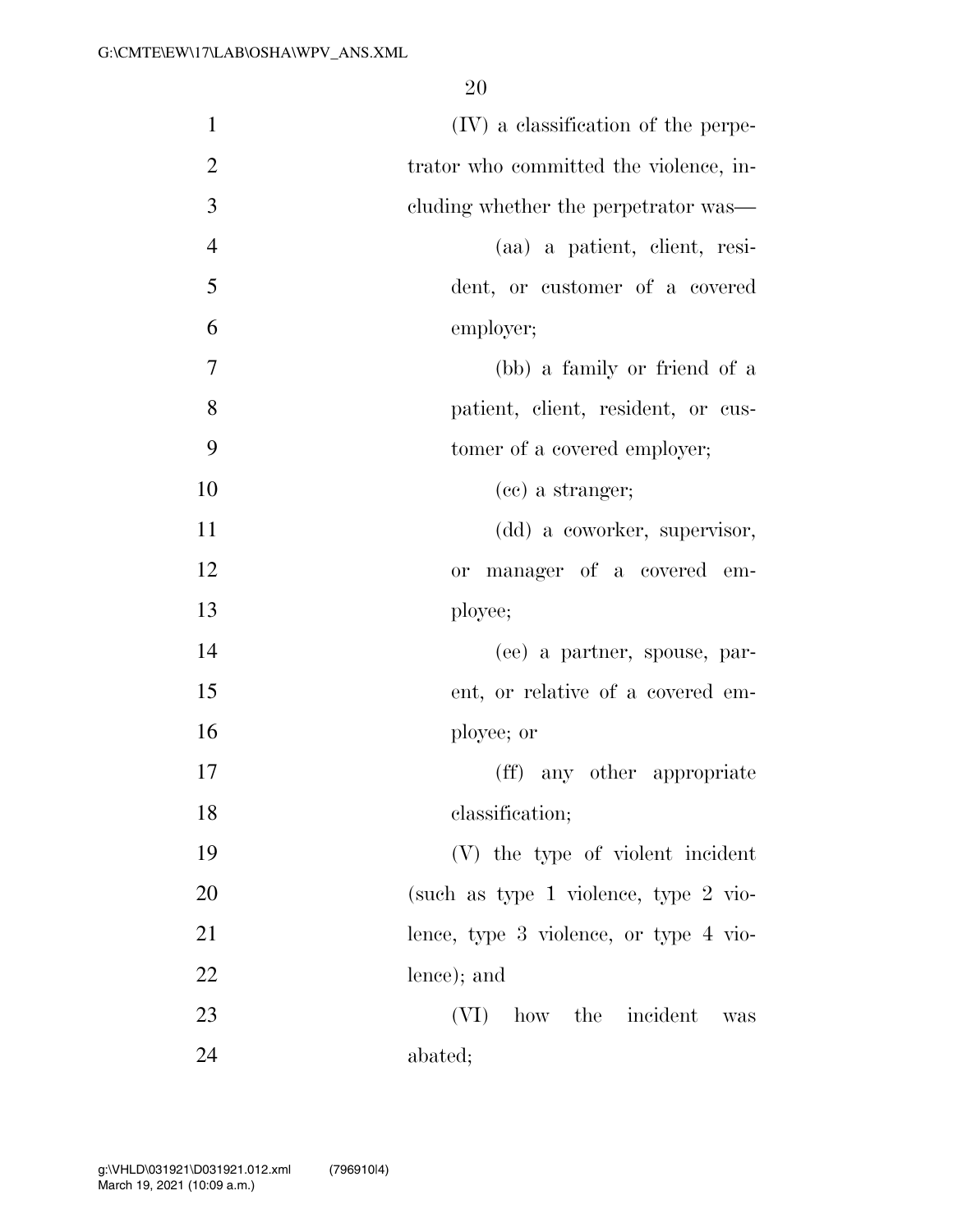(IV) a classification of the perpetrator who committed the violence, including whether the perpetrator was—

(aa) a patient, client, resident, or customer of a covered employer;

(bb) a family or friend of a patient, client, resident, or customer of a covered employer;

(cc) a stranger;

(dd) a coworker, supervisor, or manager of a covered employee;

(ee) a partner, spouse, parent, or relative of a covered employee; or

(ff) any other appropriate classification;

(V) the type of violent incident (such as type 1 violence, type 2 violence, type 3 violence, or type 4 violence); and

(VI) how the incident was abated;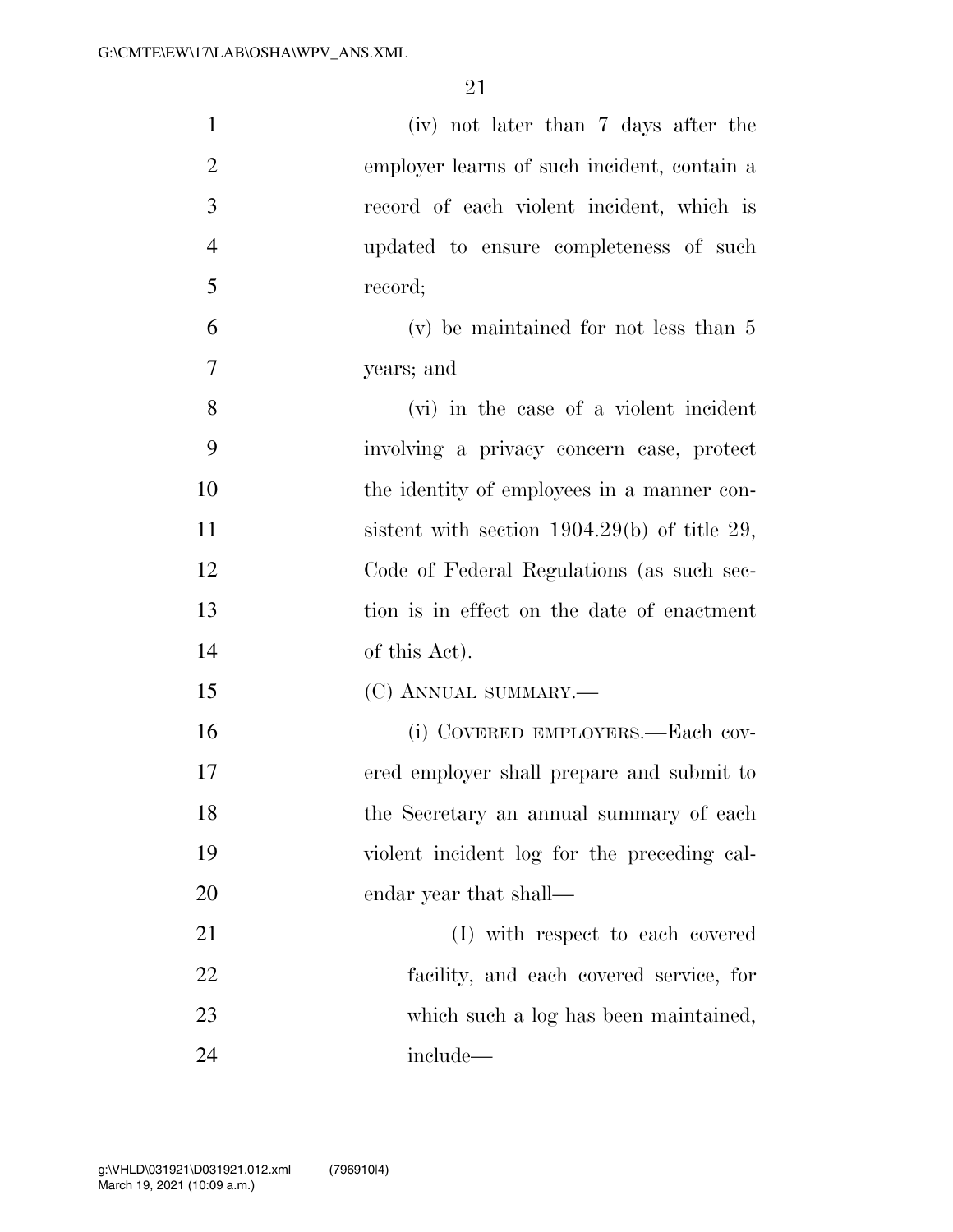(iv) not later than 7 days after the employer learns of such incident, contain a record of each violent incident, which is updated to ensure completeness of such record;

(v) be maintained for not less than 5 years; and

(vi) in the case of a violent incident involving a privacy concern case, protect the identity of employees in a manner consistent with section 1904.29(b) of title 29, Code of Federal Regulations (as such section is in effect on the date of enactment of this Act).

(C) ANNUAL SUMMARY.—

(i) COVERED EMPLOYERS.—Each covered employer shall prepare and submit to the Secretary an annual summary of each violent incident log for the preceding calendar year that shall—

(I) with respect to each covered facility, and each covered service, for which such a log has been maintained, include—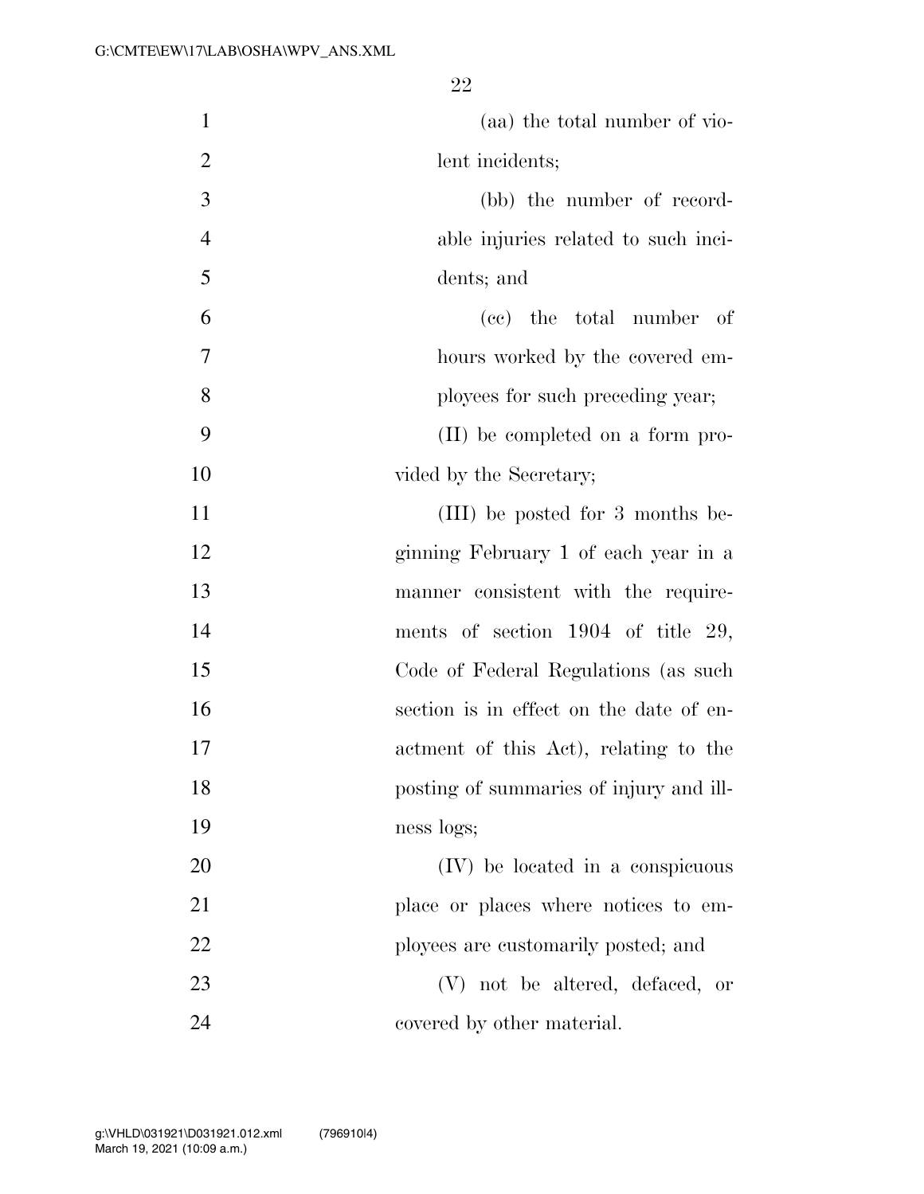(aa) the total number of violent incidents;

(bb) the number of recordable injuries related to such incidents; and

(cc) the total number of hours worked by the covered employees for such preceding year;

(II) be completed on a form provided by the Secretary;

(III) be posted for 3 months beginning February 1 of each year in a manner consistent with the requirements of section 1904 of title 29, Code of Federal Regulations (as such section is in effect on the date of enactment of this Act), relating to the posting of summaries of injury and illness logs;

(IV) be located in a conspicuous place or places where notices to employees are customarily posted; and

(V) not be altered, defaced, or covered by other material.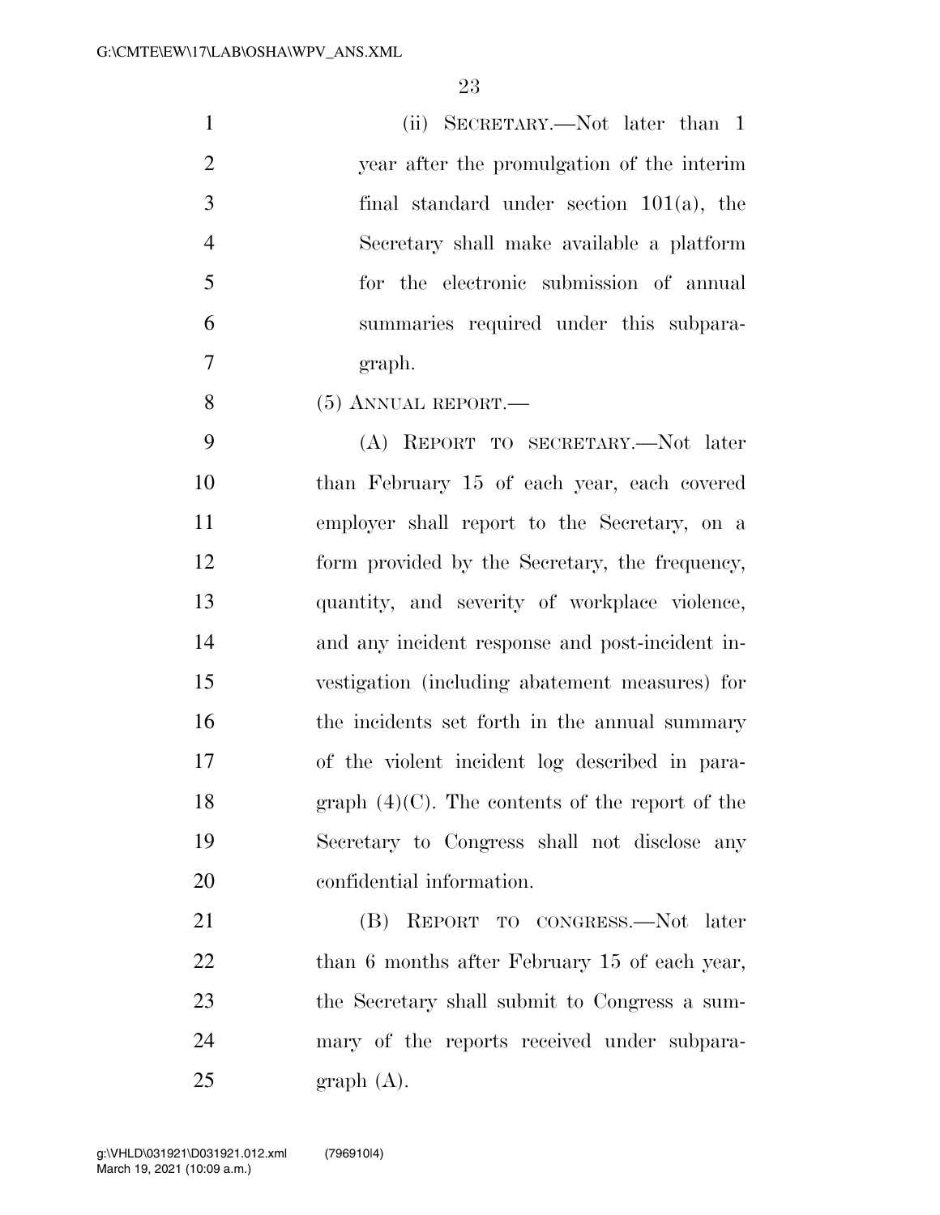(ii) SECRETARY.—Not later than 1 year after the promulgation of the interim final standard under section 101(a), the Secretary shall make available a platform for the electronic submission of annual summaries required under this subparagraph.

(5) ANNUAL REPORT.—

(A) REPORT TO SECRETARY.—Not later than February 15 of each year, each covered employer shall report to the Secretary, on a form provided by the Secretary, the frequency, quantity, and severity of workplace violence, and any incident response and post-incident investigation (including abatement measures) for the incidents set forth in the annual summary of the violent incident log described in paragraph (4)(C). The contents of the report of the Secretary to Congress shall not disclose any confidential information.

(B) REPORT TO CONGRESS.—Not later than 6 months after February 15 of each year, the Secretary shall submit to Congress a summary of the reports received under subparagraph (A).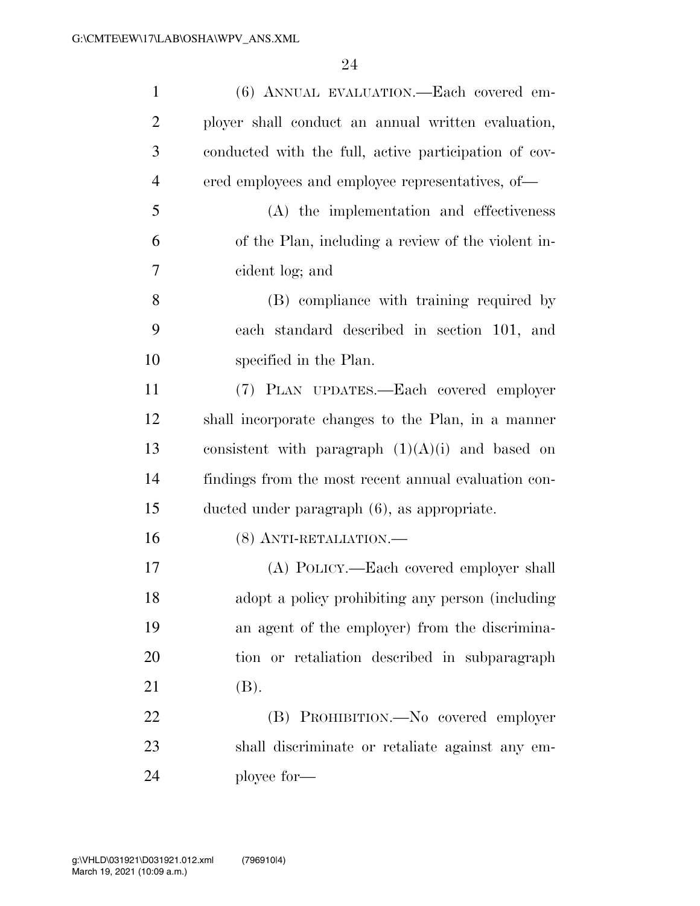(6) ANNUAL EVALUATION.—Each covered employer shall conduct an annual written evaluation, conducted with the full, active participation of covered employees and employee representatives, of—

(A) the implementation and effectiveness of the Plan, including a review of the violent incident log; and

(B) compliance with training required by each standard described in section 101, and specified in the Plan.

(7) PLAN UPDATES.—Each covered employer shall incorporate changes to the Plan, in a manner consistent with paragraph (1)(A)(i) and based on findings from the most recent annual evaluation conducted under paragraph (6), as appropriate.

(8) ANTI-RETALIATION.—

(A) POLICY.—Each covered employer shall adopt a policy prohibiting any person (including an agent of the employer) from the discrimination or retaliation described in subparagraph (B).

(B) PROHIBITION.—No covered employer shall discriminate or retaliate against any employee for—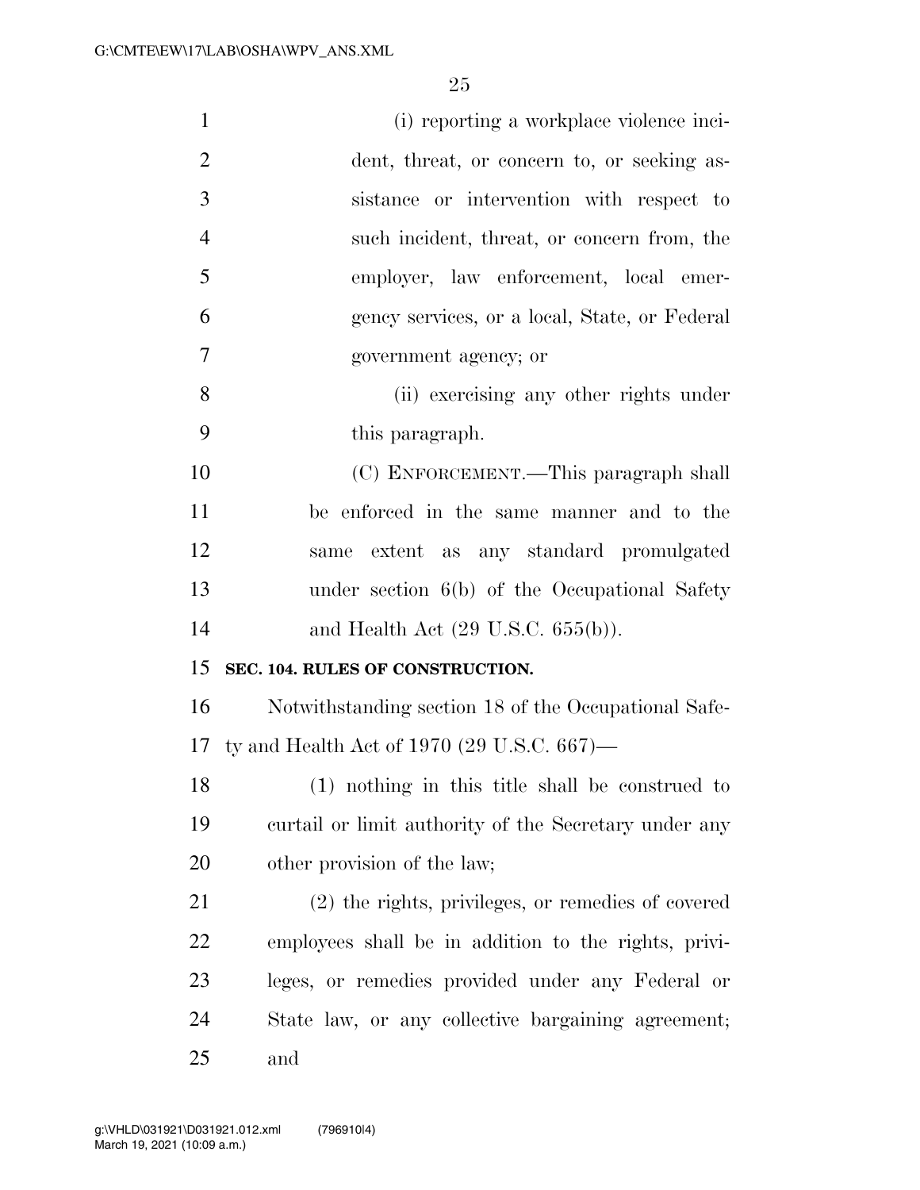(i) reporting a workplace violence incident, threat, or concern to, or seeking assistance or intervention with respect to such incident, threat, or concern from, the employer, law enforcement, local emergency services, or a local, State, or Federal government agency; or

(ii) exercising any other rights under this paragraph.

(C) ENFORCEMENT.—This paragraph shall be enforced in the same manner and to the same extent as any standard promulgated under section 6(b) of the Occupational Safety and Health Act (29 U.S.C. 655(b)).

**SEC. 104. RULES OF CONSTRUCTION.**

Notwithstanding section 18 of the Occupational Safety and Health Act of 1970 (29 U.S.C. 667)—

(1) nothing in this title shall be construed to curtail or limit authority of the Secretary under any other provision of the law;

(2) the rights, privileges, or remedies of covered employees shall be in addition to the rights, privileges, or remedies provided under any Federal or State law, or any collective bargaining agreement; and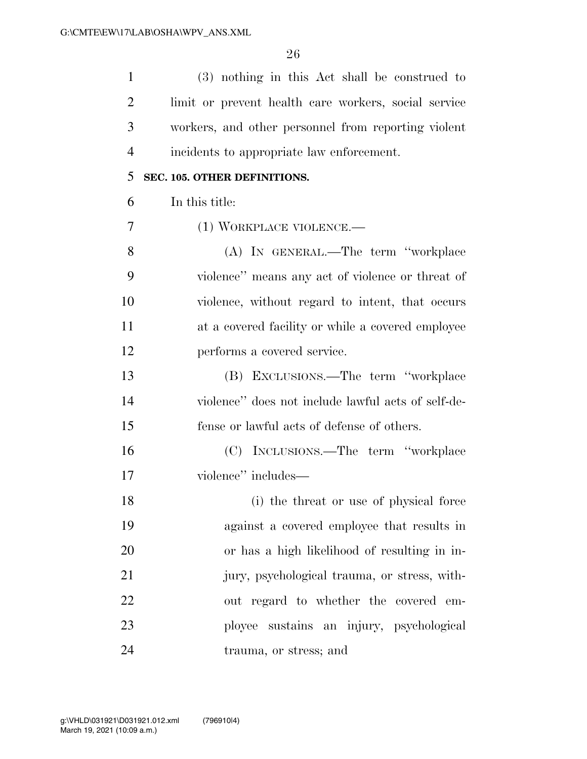(3) nothing in this Act shall be construed to limit or prevent health care workers, social service workers, and other personnel from reporting violent incidents to appropriate law enforcement.

**SEC. 105. OTHER DEFINITIONS.**

In this title:

(1) WORKPLACE VIOLENCE.—

(A) IN GENERAL.—The term "workplace violence" means any act of violence or threat of violence, without regard to intent, that occurs at a covered facility or while a covered employee performs a covered service.

(B) EXCLUSIONS.—The term "workplace violence" does not include lawful acts of self-defense or lawful acts of defense of others.

(C) INCLUSIONS.—The term "workplace violence" includes—

(i) the threat or use of physical force against a covered employee that results in or has a high likelihood of resulting in injury, psychological trauma, or stress, without regard to whether the covered employee sustains an injury, psychological trauma, or stress; and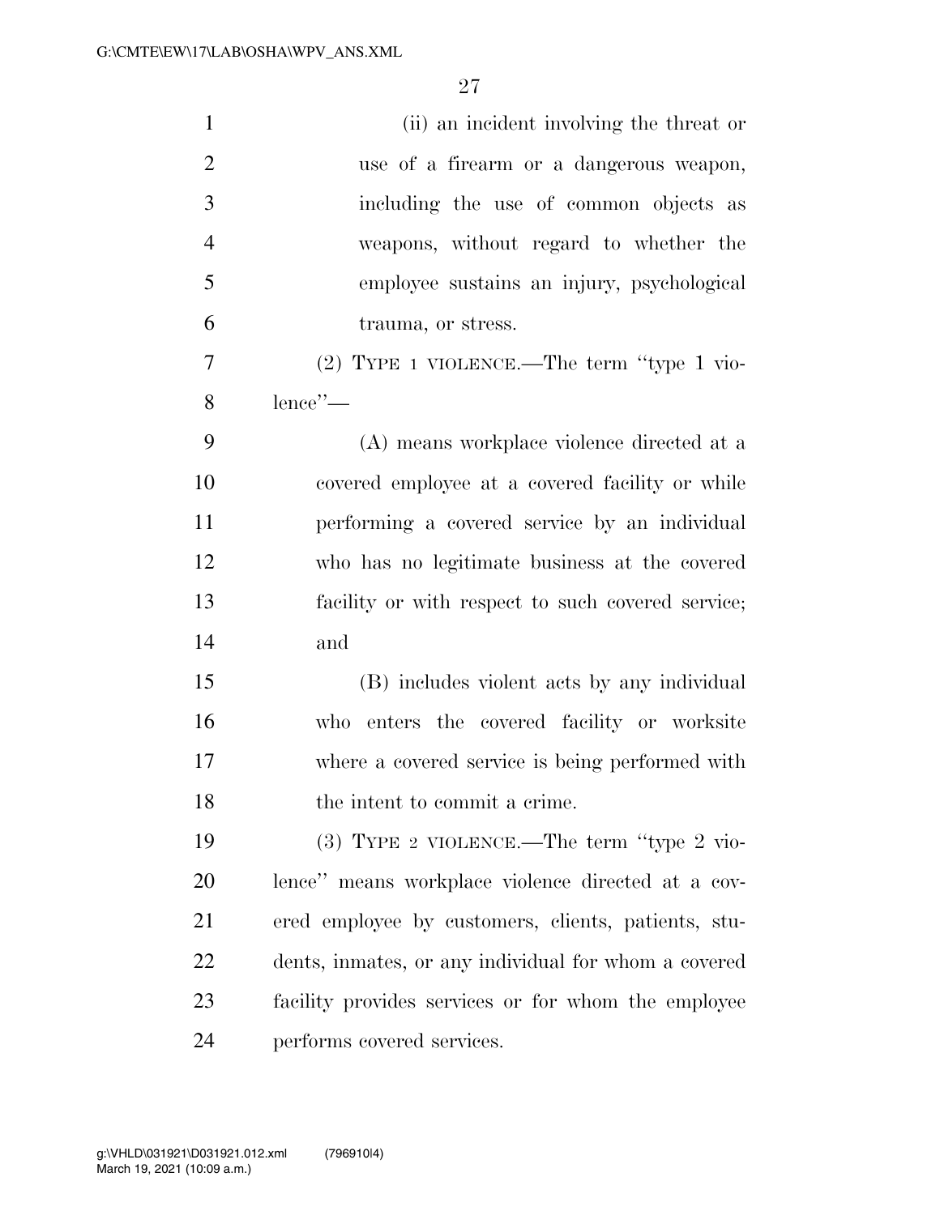(ii) an incident involving the threat or use of a firearm or a dangerous weapon, including the use of common objects as weapons, without regard to whether the employee sustains an injury, psychological trauma, or stress.

(2) TYPE 1 VIOLENCE.—The term "type 1 violence"—

(A) means workplace violence directed at a covered employee at a covered facility or while performing a covered service by an individual who has no legitimate business at the covered facility or with respect to such covered service; and

(B) includes violent acts by any individual who enters the covered facility or worksite where a covered service is being performed with the intent to commit a crime.

(3) TYPE 2 VIOLENCE.—The term "type 2 violence" means workplace violence directed at a covered employee by customers, clients, patients, students, inmates, or any individual for whom a covered facility provides services or for whom the employee performs covered services.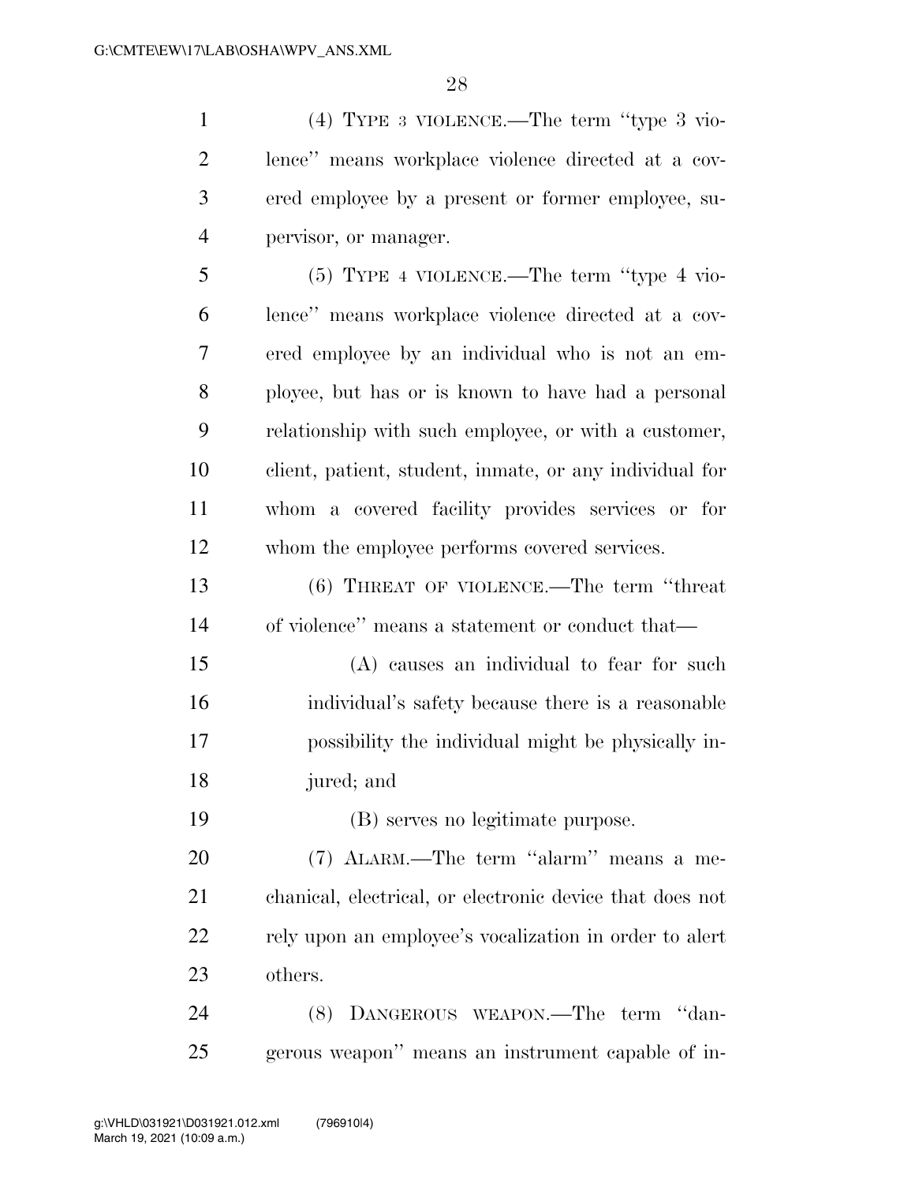(4) TYPE 3 VIOLENCE.—The term ''type 3 violence'' means workplace violence directed at a covered employee by a present or former employee, supervisor, or manager.

(5) TYPE 4 VIOLENCE.—The term ''type 4 violence'' means workplace violence directed at a covered employee by an individual who is not an employee, but has or is known to have had a personal relationship with such employee, or with a customer, client, patient, student, inmate, or any individual for whom a covered facility provides services or for whom the employee performs covered services.

(6) THREAT OF VIOLENCE.—The term ''threat of violence'' means a statement or conduct that—

(A) causes an individual to fear for such individual's safety because there is a reasonable possibility the individual might be physically injured; and

(B) serves no legitimate purpose.

(7) ALARM.—The term ''alarm'' means a mechanical, electrical, or electronic device that does not rely upon an employee's vocalization in order to alert others.

(8) DANGEROUS WEAPON.—The term ''dangerous weapon'' means an instrument capable of in-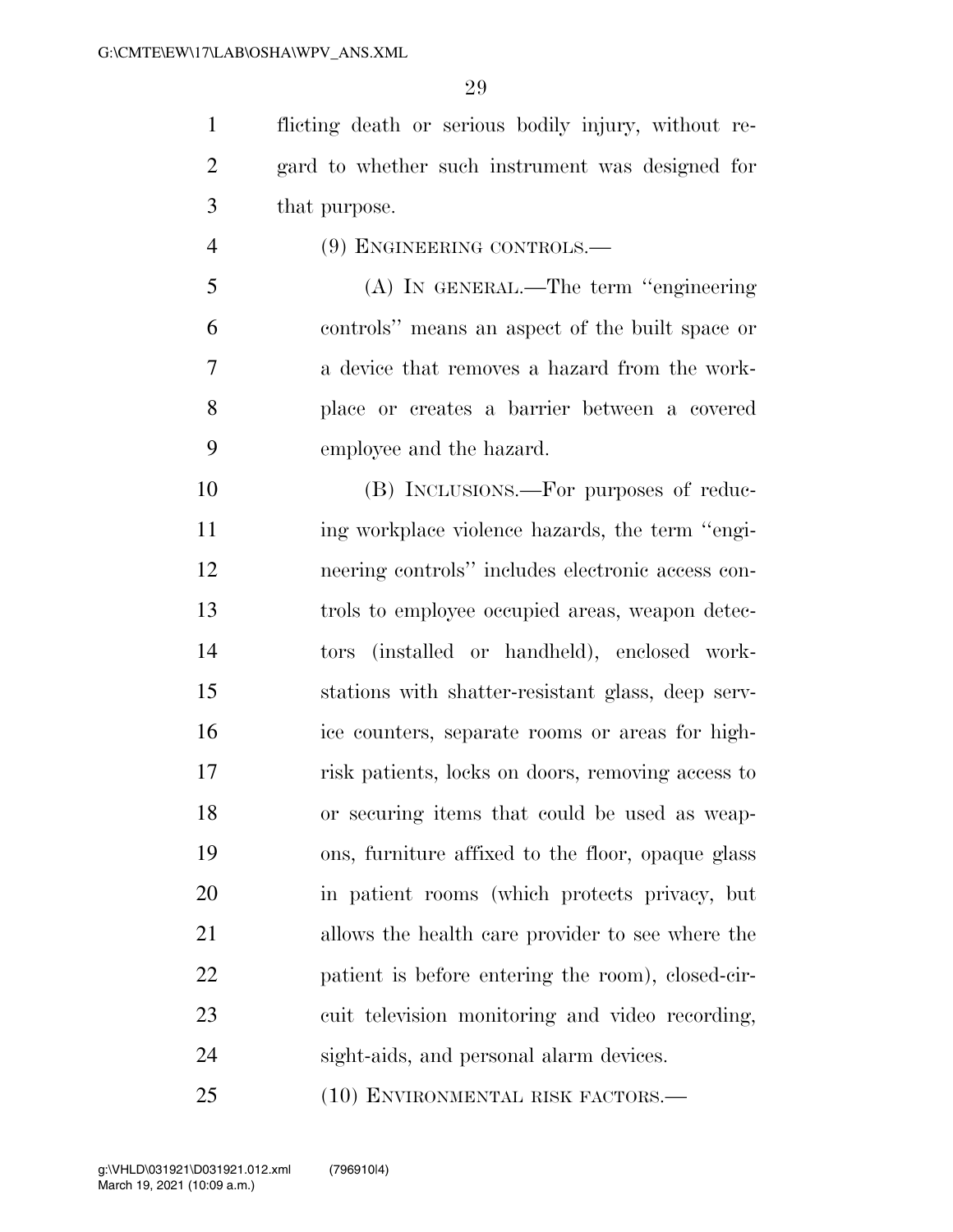flicting death or serious bodily injury, without regard to whether such instrument was designed for that purpose.

(9) ENGINEERING CONTROLS.—

(A) IN GENERAL.—The term "engineering controls" means an aspect of the built space or a device that removes a hazard from the workplace or creates a barrier between a covered employee and the hazard.

(B) INCLUSIONS.—For purposes of reducing workplace violence hazards, the term "engineering controls" includes electronic access controls to employee occupied areas, weapon detectors (installed or handheld), enclosed workstations with shatter-resistant glass, deep service counters, separate rooms or areas for high-risk patients, locks on doors, removing access to or securing items that could be used as weapons, furniture affixed to the floor, opaque glass in patient rooms (which protects privacy, but allows the health care provider to see where the patient is before entering the room), closed-circuit television monitoring and video recording, sight-aids, and personal alarm devices.

(10) ENVIRONMENTAL RISK FACTORS.—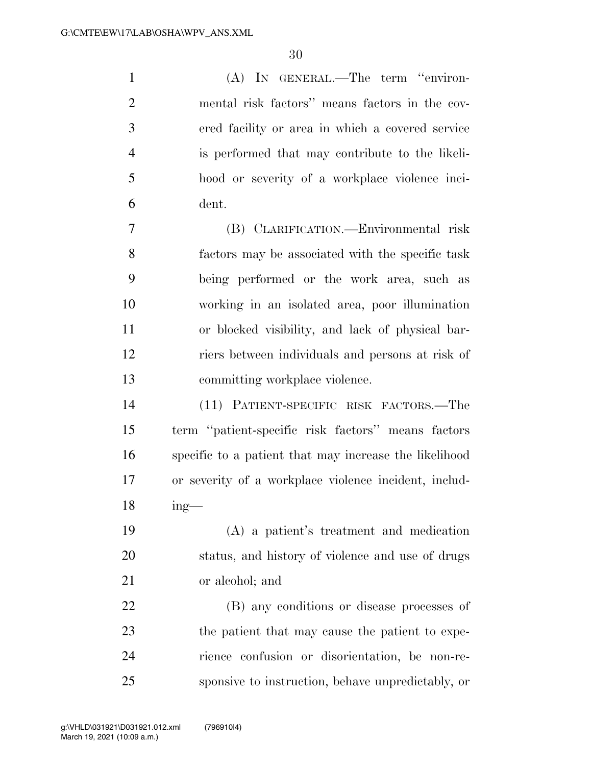(A) IN GENERAL.—The term ''environmental risk factors'' means factors in the covered facility or area in which a covered service is performed that may contribute to the likelihood or severity of a workplace violence incident.

(B) CLARIFICATION.—Environmental risk factors may be associated with the specific task being performed or the work area, such as working in an isolated area, poor illumination or blocked visibility, and lack of physical barriers between individuals and persons at risk of committing workplace violence.

(11) PATIENT-SPECIFIC RISK FACTORS.—The term ''patient-specific risk factors'' means factors specific to a patient that may increase the likelihood or severity of a workplace violence incident, including—

(A) a patient's treatment and medication status, and history of violence and use of drugs or alcohol; and

(B) any conditions or disease processes of the patient that may cause the patient to experience confusion or disorientation, be non-responsive to instruction, behave unpredictably, or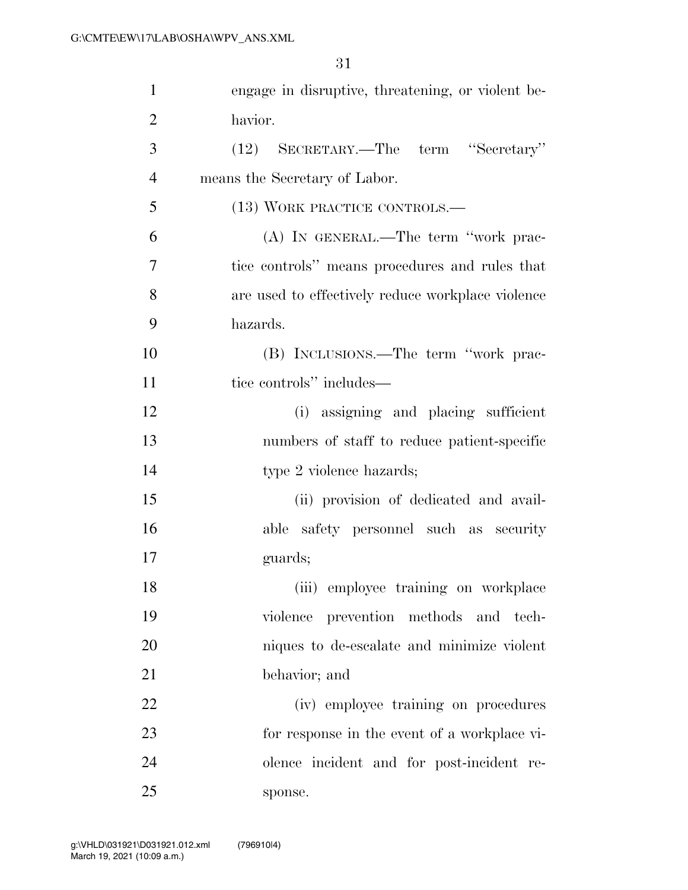engage in disruptive, threatening, or violent behavior.

(12) SECRETARY.—The term "Secretary" means the Secretary of Labor.

(13) WORK PRACTICE CONTROLS.—

(A) IN GENERAL.—The term "work practice controls" means procedures and rules that are used to effectively reduce workplace violence hazards.

(B) INCLUSIONS.—The term "work practice controls" includes—

(i) assigning and placing sufficient numbers of staff to reduce patient-specific type 2 violence hazards;

(ii) provision of dedicated and available safety personnel such as security guards;

(iii) employee training on workplace violence prevention methods and techniques to de-escalate and minimize violent behavior; and

(iv) employee training on procedures for response in the event of a workplace violence incident and for post-incident response.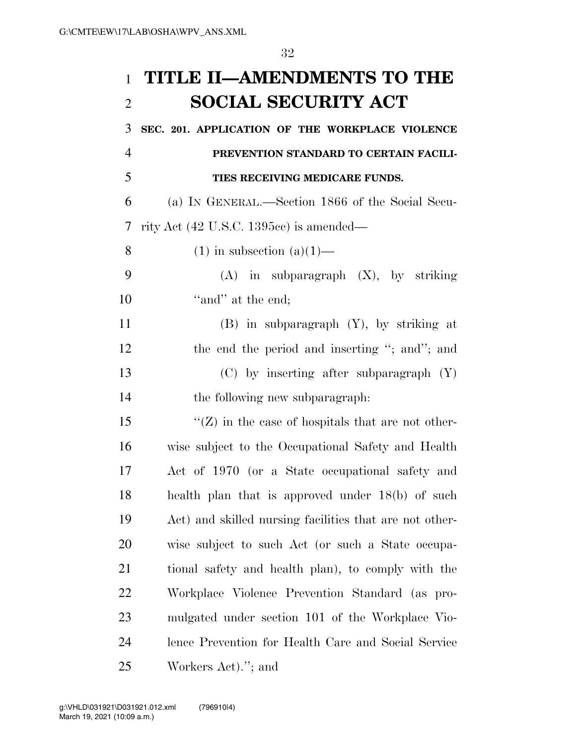# TITLE II—AMENDMENTS TO THE SOCIAL SECURITY ACT

**SEC. 201. APPLICATION OF THE WORKPLACE VIOLENCE PREVENTION STANDARD TO CERTAIN FACILITIES RECEIVING MEDICARE FUNDS.**

(a) IN GENERAL.—Section 1866 of the Social Security Act (42 U.S.C. 1395cc) is amended—

(1) in subsection (a)(1)—

(A) in subparagraph (X), by striking "and" at the end;

(B) in subparagraph (Y), by striking at the end the period and inserting "; and"; and

(C) by inserting after subparagraph (Y) the following new subparagraph:

"(Z) in the case of hospitals that are not otherwise subject to the Occupational Safety and Health Act of 1970 (or a State occupational safety and health plan that is approved under 18(b) of such Act) and skilled nursing facilities that are not otherwise subject to such Act (or such a State occupational safety and health plan), to comply with the Workplace Violence Prevention Standard (as promulgated under section 101 of the Workplace Violence Prevention for Health Care and Social Service Workers Act)."; and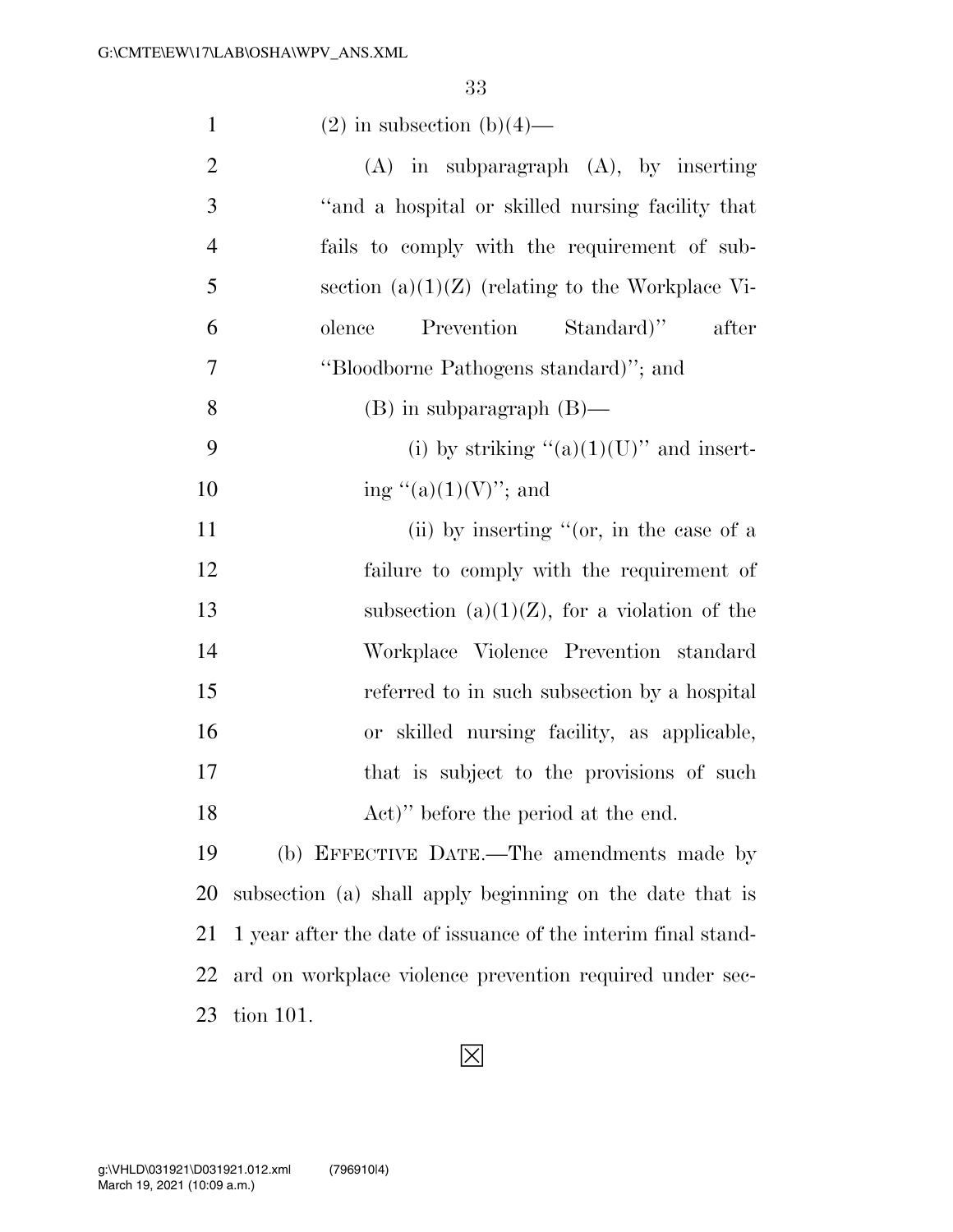(2) in subsection (b)(4)—

(A) in subparagraph (A), by inserting "and a hospital or skilled nursing facility that fails to comply with the requirement of subsection (a)(1)(Z) (relating to the Workplace Violence Prevention Standard)" after "Bloodborne Pathogens standard)"; and

(B) in subparagraph (B)—

(i) by striking "(a)(1)(U)" and inserting "(a)(1)(V)"; and

(ii) by inserting "(or, in the case of a failure to comply with the requirement of subsection (a)(1)(Z), for a violation of the Workplace Violence Prevention standard referred to in such subsection by a hospital or skilled nursing facility, as applicable, that is subject to the provisions of such Act)" before the period at the end.

(b) EFFECTIVE DATE.—The amendments made by subsection (a) shall apply beginning on the date that is 1 year after the date of issuance of the interim final standard on workplace violence prevention required under section 101.